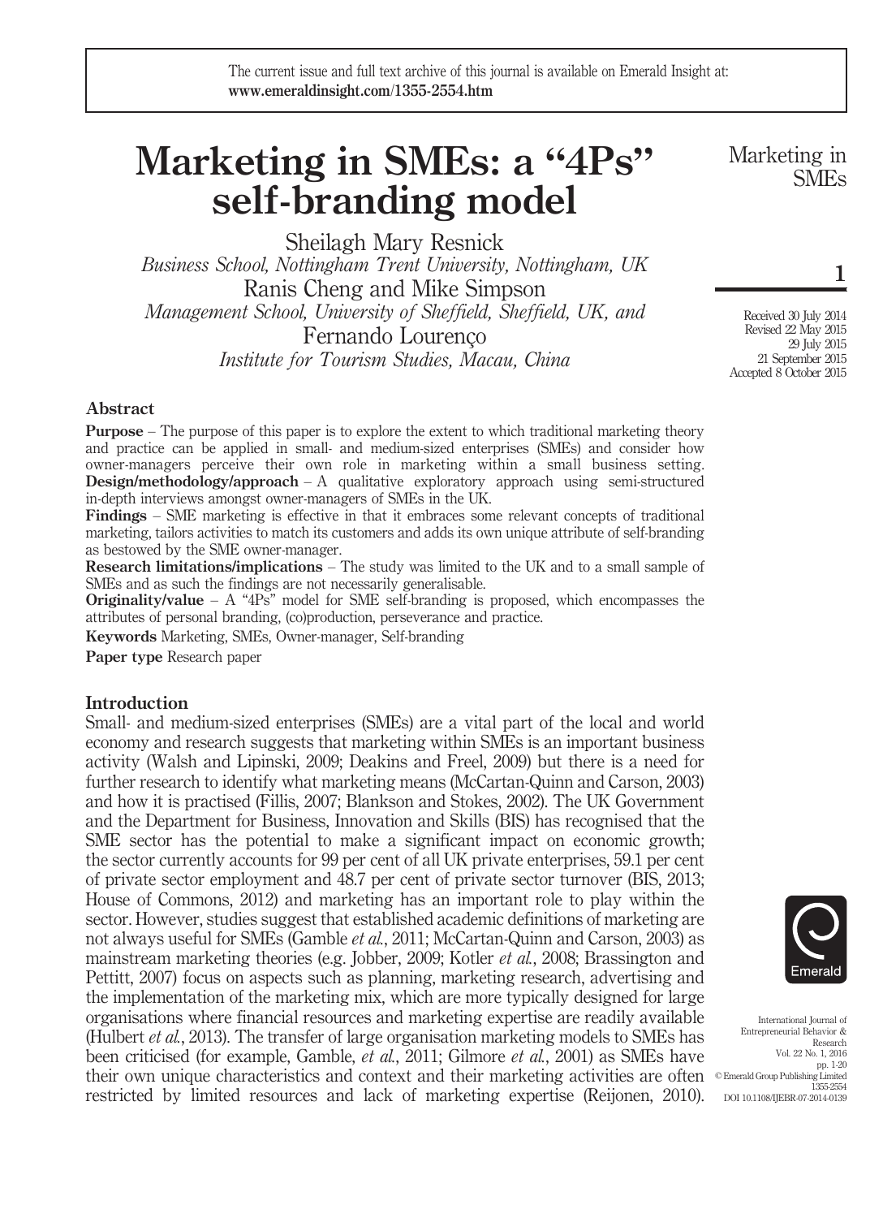The current issue and full text archive of this journal is available on Emerald Insight at: www.emeraldinsight.com/1355-2554.htm

# Marketing in SMEs: a "4Ps" self-branding model

Sheilagh Mary Resnick
*Business School, Nottingham Trent University, Nottingham, UK*
Ranis Cheng and Mike Simpson
*Management School, University of Sheffield, Sheffield, UK, and*
Fernando Lourenço
*Institute for Tourism Studies, Macau, China*

Received 30 July 2014
Revised 22 May 2015
29 July 2015
21 September 2015
Accepted 8 October 2015

## Abstract

**Purpose** – The purpose of this paper is to explore the extent to which traditional marketing theory and practice can be applied in small- and medium-sized enterprises (SMEs) and consider how owner-managers perceive their own role in marketing within a small business setting.

**Design/methodology/approach** – A qualitative exploratory approach using semi-structured in-depth interviews amongst owner-managers of SMEs in the UK.

**Findings** – SME marketing is effective in that it embraces some relevant concepts of traditional marketing, tailors activities to match its customers and adds its own unique attribute of self-branding as bestowed by the SME owner-manager.

**Research limitations/implications** – The study was limited to the UK and to a small sample of SMEs and as such the findings are not necessarily generalisable.

**Originality/value** – A "4Ps" model for SME self-branding is proposed, which encompasses the attributes of personal branding, (co)production, perseverance and practice.

**Keywords** Marketing, SMEs, Owner-manager, Self-branding

**Paper type** Research paper

## Introduction

Small- and medium-sized enterprises (SMEs) are a vital part of the local and world economy and research suggests that marketing within SMEs is an important business activity (Walsh and Lipinski, 2009; Deakins and Freel, 2009) but there is a need for further research to identify what marketing means (McCartan-Quinn and Carson, 2003) and how it is practised (Fillis, 2007; Blankson and Stokes, 2002). The UK Government and the Department for Business, Innovation and Skills (BIS) has recognised that the SME sector has the potential to make a significant impact on economic growth; the sector currently accounts for 99 per cent of all UK private enterprises, 59.1 per cent of private sector employment and 48.7 per cent of private sector turnover (BIS, 2013; House of Commons, 2012) and marketing has an important role to play within the sector. However, studies suggest that established academic definitions of marketing are not always useful for SMEs (Gamble *et al.*, 2011; McCartan-Quinn and Carson, 2003) as mainstream marketing theories (e.g. Jobber, 2009; Kotler *et al.*, 2008; Brassington and Pettitt, 2007) focus on aspects such as planning, marketing research, advertising and the implementation of the marketing mix, which are more typically designed for large organisations where financial resources and marketing expertise are readily available (Hulbert *et al.*, 2013). The transfer of large organisation marketing models to SMEs has been criticised (for example, Gamble, *et al.*, 2011; Gilmore *et al.*, 2001) as SMEs have their own unique characteristics and context and their marketing activities are often restricted by limited resources and lack of marketing expertise (Reijonen, 2010).

© Emerald Group Publishing Limited
1355-2554
DOI 10.1108/IJEBR-07-2014-0139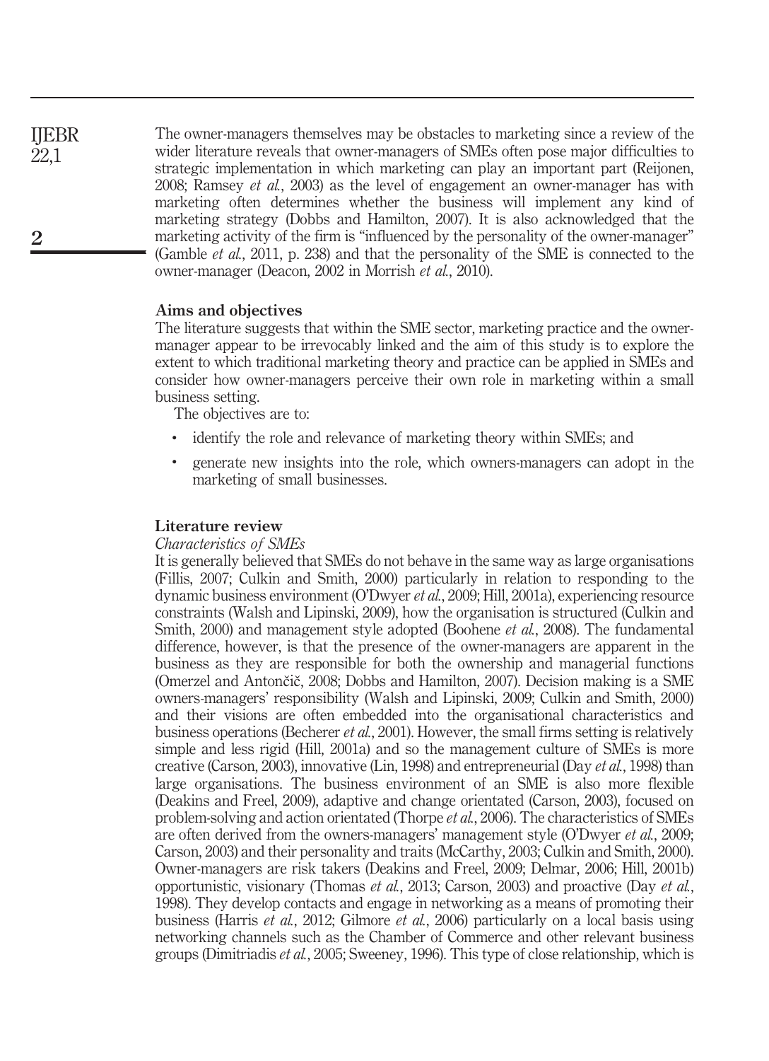The owner-managers themselves may be obstacles to marketing since a review of the wider literature reveals that owner-managers of SMEs often pose major difficulties to strategic implementation in which marketing can play an important part (Reijonen, 2008; Ramsey *et al.*, 2003) as the level of engagement an owner-manager has with marketing often determines whether the business will implement any kind of marketing strategy (Dobbs and Hamilton, 2007). It is also acknowledged that the marketing activity of the firm is "influenced by the personality of the owner-manager" (Gamble *et al.*, 2011, p. 238) and that the personality of the SME is connected to the owner-manager (Deacon, 2002 in Morrish *et al.*, 2010).

## Aims and objectives

The literature suggests that within the SME sector, marketing practice and the owner-manager appear to be irrevocably linked and the aim of this study is to explore the extent to which traditional marketing theory and practice can be applied in SMEs and consider how owner-managers perceive their own role in marketing within a small business setting.

The objectives are to:

- identify the role and relevance of marketing theory within SMEs; and
- generate new insights into the role, which owners-managers can adopt in the marketing of small businesses.

## Literature review

### *Characteristics of SMEs*

It is generally believed that SMEs do not behave in the same way as large organisations (Fillis, 2007; Culkin and Smith, 2000) particularly in relation to responding to the dynamic business environment (O'Dwyer *et al.*, 2009; Hill, 2001a), experiencing resource constraints (Walsh and Lipinski, 2009), how the organisation is structured (Culkin and Smith, 2000) and management style adopted (Boohene *et al.*, 2008). The fundamental difference, however, is that the presence of the owner-managers are apparent in the business as they are responsible for both the ownership and managerial functions (Omerzel and Antončič, 2008; Dobbs and Hamilton, 2007). Decision making is a SME owners-managers' responsibility (Walsh and Lipinski, 2009; Culkin and Smith, 2000) and their visions are often embedded into the organisational characteristics and business operations (Becherer *et al.*, 2001). However, the small firms setting is relatively simple and less rigid (Hill, 2001a) and so the management culture of SMEs is more creative (Carson, 2003), innovative (Lin, 1998) and entrepreneurial (Day *et al.*, 1998) than large organisations. The business environment of an SME is also more flexible (Deakins and Freel, 2009), adaptive and change orientated (Carson, 2003), focused on problem-solving and action orientated (Thorpe *et al.*, 2006). The characteristics of SMEs are often derived from the owners-managers' management style (O'Dwyer *et al.*, 2009; Carson, 2003) and their personality and traits (McCarthy, 2003; Culkin and Smith, 2000). Owner-managers are risk takers (Deakins and Freel, 2009; Delmar, 2006; Hill, 2001b) opportunistic, visionary (Thomas *et al.*, 2013; Carson, 2003) and proactive (Day *et al.*, 1998). They develop contacts and engage in networking as a means of promoting their business (Harris *et al.*, 2012; Gilmore *et al.*, 2006) particularly on a local basis using networking channels such as the Chamber of Commerce and other relevant business groups (Dimitriadis *et al.*, 2005; Sweeney, 1996). This type of close relationship, which is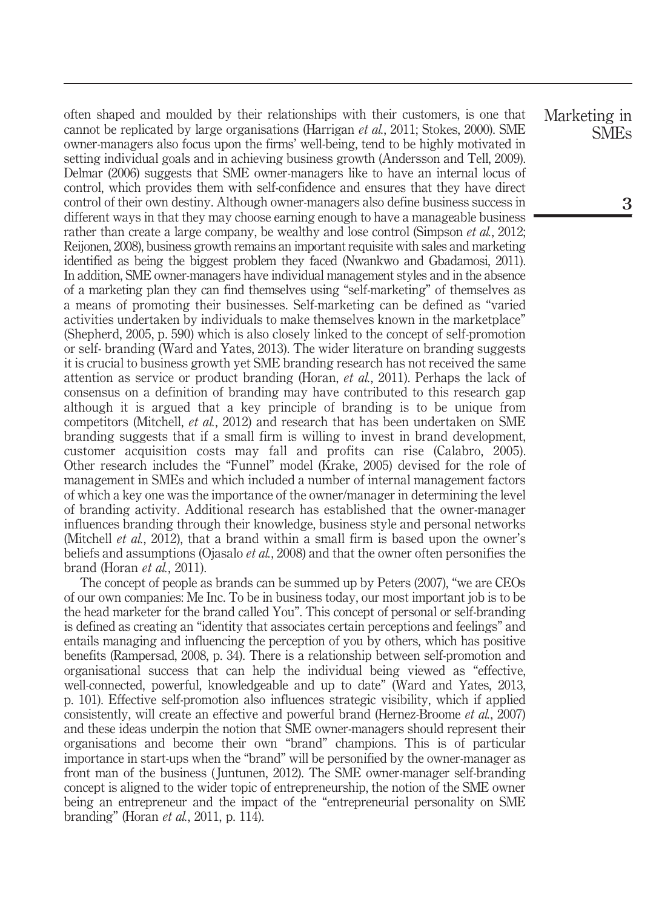often shaped and moulded by their relationships with their customers, is one that cannot be replicated by large organisations (Harrigan *et al.*, 2011; Stokes, 2000). SME owner-managers also focus upon the firms' well-being, tend to be highly motivated in setting individual goals and in achieving business growth (Andersson and Tell, 2009). Delmar (2006) suggests that SME owner-managers like to have an internal locus of control, which provides them with self-confidence and ensures that they have direct control of their own destiny. Although owner-managers also define business success in different ways in that they may choose earning enough to have a manageable business rather than create a large company, be wealthy and lose control (Simpson *et al.*, 2012; Reijonen, 2008), business growth remains an important requisite with sales and marketing identified as being the biggest problem they faced (Nwankwo and Gbadamosi, 2011). In addition, SME owner-managers have individual management styles and in the absence of a marketing plan they can find themselves using "self-marketing" of themselves as a means of promoting their businesses. Self-marketing can be defined as "varied activities undertaken by individuals to make themselves known in the marketplace" (Shepherd, 2005, p. 590) which is also closely linked to the concept of self-promotion or self- branding (Ward and Yates, 2013). The wider literature on branding suggests it is crucial to business growth yet SME branding research has not received the same attention as service or product branding (Horan, *et al.*, 2011). Perhaps the lack of consensus on a definition of branding may have contributed to this research gap although it is argued that a key principle of branding is to be unique from competitors (Mitchell, *et al.*, 2012) and research that has been undertaken on SME branding suggests that if a small firm is willing to invest in brand development, customer acquisition costs may fall and profits can rise (Calabro, 2005). Other research includes the "Funnel" model (Krake, 2005) devised for the role of management in SMEs and which included a number of internal management factors of which a key one was the importance of the owner/manager in determining the level of branding activity. Additional research has established that the owner-manager influences branding through their knowledge, business style and personal networks (Mitchell *et al.*, 2012), that a brand within a small firm is based upon the owner's beliefs and assumptions (Ojasalo *et al.*, 2008) and that the owner often personifies the brand (Horan *et al.*, 2011).

The concept of people as brands can be summed up by Peters (2007), "we are CEOs of our own companies: Me Inc. To be in business today, our most important job is to be the head marketer for the brand called You". This concept of personal or self-branding is defined as creating an "identity that associates certain perceptions and feelings" and entails managing and influencing the perception of you by others, which has positive benefits (Rampersad, 2008, p. 34). There is a relationship between self-promotion and organisational success that can help the individual being viewed as "effective, well-connected, powerful, knowledgeable and up to date" (Ward and Yates, 2013, p. 101). Effective self-promotion also influences strategic visibility, which if applied consistently, will create an effective and powerful brand (Hernez-Broome *et al.*, 2007) and these ideas underpin the notion that SME owner-managers should represent their organisations and become their own "brand" champions. This is of particular importance in start-ups when the "brand" will be personified by the owner-manager as front man of the business (Juntunen, 2012). The SME owner-manager self-branding concept is aligned to the wider topic of entrepreneurship, the notion of the SME owner being an entrepreneur and the impact of the "entrepreneurial personality on SME branding" (Horan *et al.*, 2011, p. 114).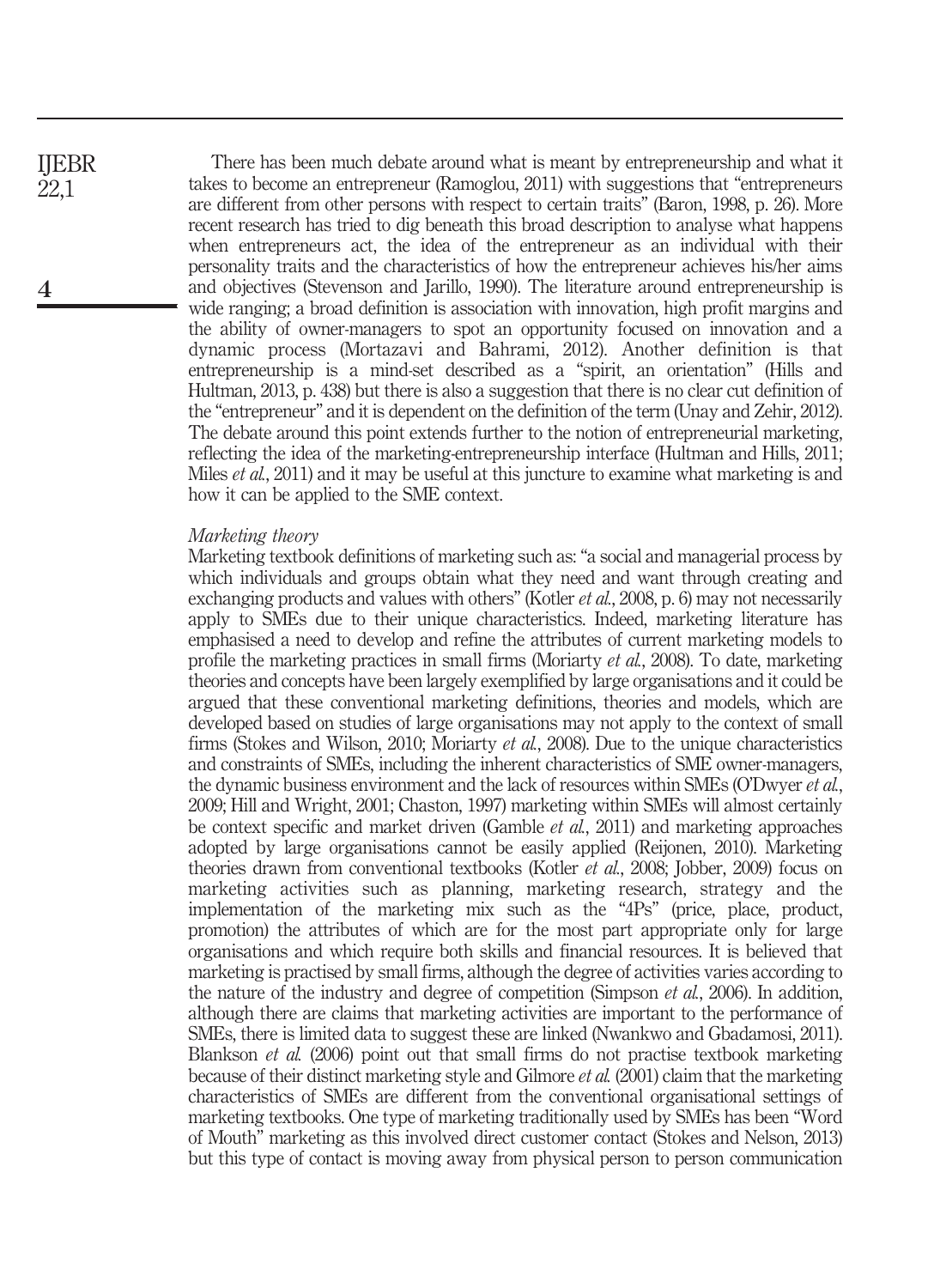There has been much debate around what is meant by entrepreneurship and what it takes to become an entrepreneur (Ramoglou, 2011) with suggestions that "entrepreneurs are different from other persons with respect to certain traits" (Baron, 1998, p. 26). More recent research has tried to dig beneath this broad description to analyse what happens when entrepreneurs act, the idea of the entrepreneur as an individual with their personality traits and the characteristics of how the entrepreneur achieves his/her aims and objectives (Stevenson and Jarillo, 1990). The literature around entrepreneurship is wide ranging; a broad definition is association with innovation, high profit margins and the ability of owner-managers to spot an opportunity focused on innovation and a dynamic process (Mortazavi and Bahrami, 2012). Another definition is that entrepreneurship is a mind-set described as a "spirit, an orientation" (Hills and Hultman, 2013, p. 438) but there is also a suggestion that there is no clear cut definition of the "entrepreneur" and it is dependent on the definition of the term (Unay and Zehir, 2012). The debate around this point extends further to the notion of entrepreneurial marketing, reflecting the idea of the marketing-entrepreneurship interface (Hultman and Hills, 2011; Miles *et al.*, 2011) and it may be useful at this juncture to examine what marketing is and how it can be applied to the SME context.

### *Marketing theory*

Marketing textbook definitions of marketing such as: "a social and managerial process by which individuals and groups obtain what they need and want through creating and exchanging products and values with others" (Kotler *et al.*, 2008, p. 6) may not necessarily apply to SMEs due to their unique characteristics. Indeed, marketing literature has emphasised a need to develop and refine the attributes of current marketing models to profile the marketing practices in small firms (Moriarty *et al.*, 2008). To date, marketing theories and concepts have been largely exemplified by large organisations and it could be argued that these conventional marketing definitions, theories and models, which are developed based on studies of large organisations may not apply to the context of small firms (Stokes and Wilson, 2010; Moriarty *et al.*, 2008). Due to the unique characteristics and constraints of SMEs, including the inherent characteristics of SME owner-managers, the dynamic business environment and the lack of resources within SMEs (O'Dwyer *et al.*, 2009; Hill and Wright, 2001; Chaston, 1997) marketing within SMEs will almost certainly be context specific and market driven (Gamble *et al.*, 2011) and marketing approaches adopted by large organisations cannot be easily applied (Reijonen, 2010). Marketing theories drawn from conventional textbooks (Kotler *et al.*, 2008; Jobber, 2009) focus on marketing activities such as planning, marketing research, strategy and the implementation of the marketing mix such as the "4Ps" (price, place, product, promotion) the attributes of which are for the most part appropriate only for large organisations and which require both skills and financial resources. It is believed that marketing is practised by small firms, although the degree of activities varies according to the nature of the industry and degree of competition (Simpson *et al.*, 2006). In addition, although there are claims that marketing activities are important to the performance of SMEs, there is limited data to suggest these are linked (Nwankwo and Gbadamosi, 2011). Blankson *et al.* (2006) point out that small firms do not practise textbook marketing because of their distinct marketing style and Gilmore *et al.* (2001) claim that the marketing characteristics of SMEs are different from the conventional organisational settings of marketing textbooks. One type of marketing traditionally used by SMEs has been "Word of Mouth" marketing as this involved direct customer contact (Stokes and Nelson, 2013) but this type of contact is moving away from physical person to person communication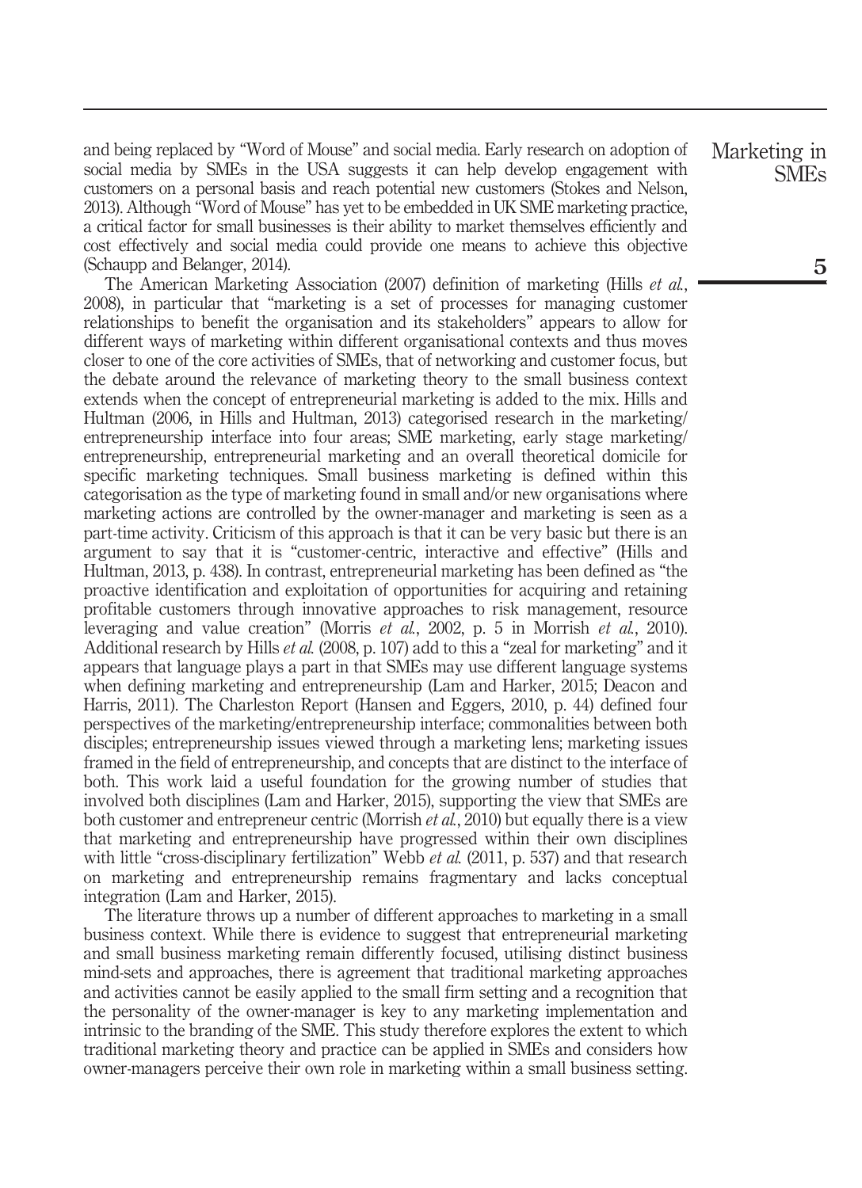and being replaced by "Word of Mouse" and social media. Early research on adoption of social media by SMEs in the USA suggests it can help develop engagement with customers on a personal basis and reach potential new customers (Stokes and Nelson, 2013). Although "Word of Mouse" has yet to be embedded in UK SME marketing practice, a critical factor for small businesses is their ability to market themselves efficiently and cost effectively and social media could provide one means to achieve this objective (Schaupp and Belanger, 2014).

The American Marketing Association (2007) definition of marketing (Hills *et al.*, 2008), in particular that "marketing is a set of processes for managing customer relationships to benefit the organisation and its stakeholders" appears to allow for different ways of marketing within different organisational contexts and thus moves closer to one of the core activities of SMEs, that of networking and customer focus, but the debate around the relevance of marketing theory to the small business context extends when the concept of entrepreneurial marketing is added to the mix. Hills and Hultman (2006, in Hills and Hultman, 2013) categorised research in the marketing/entrepreneurship interface into four areas; SME marketing, early stage marketing/entrepreneurship, entrepreneurial marketing and an overall theoretical domicile for specific marketing techniques. Small business marketing is defined within this categorisation as the type of marketing found in small and/or new organisations where marketing actions are controlled by the owner-manager and marketing is seen as a part-time activity. Criticism of this approach is that it can be very basic but there is an argument to say that it is "customer-centric, interactive and effective" (Hills and Hultman, 2013, p. 438). In contrast, entrepreneurial marketing has been defined as "the proactive identification and exploitation of opportunities for acquiring and retaining profitable customers through innovative approaches to risk management, resource leveraging and value creation" (Morris *et al.*, 2002, p. 5 in Morrish *et al.*, 2010). Additional research by Hills *et al.* (2008, p. 107) add to this a "zeal for marketing" and it appears that language plays a part in that SMEs may use different language systems when defining marketing and entrepreneurship (Lam and Harker, 2015; Deacon and Harris, 2011). The Charleston Report (Hansen and Eggers, 2010, p. 44) defined four perspectives of the marketing/entrepreneurship interface; commonalities between both disciples; entrepreneurship issues viewed through a marketing lens; marketing issues framed in the field of entrepreneurship, and concepts that are distinct to the interface of both. This work laid a useful foundation for the growing number of studies that involved both disciplines (Lam and Harker, 2015), supporting the view that SMEs are both customer and entrepreneur centric (Morrish *et al.*, 2010) but equally there is a view that marketing and entrepreneurship have progressed within their own disciplines with little "cross-disciplinary fertilization" Webb *et al.* (2011, p. 537) and that research on marketing and entrepreneurship remains fragmentary and lacks conceptual integration (Lam and Harker, 2015).

The literature throws up a number of different approaches to marketing in a small business context. While there is evidence to suggest that entrepreneurial marketing and small business marketing remain differently focused, utilising distinct business mind-sets and approaches, there is agreement that traditional marketing approaches and activities cannot be easily applied to the small firm setting and a recognition that the personality of the owner-manager is key to any marketing implementation and intrinsic to the branding of the SME. This study therefore explores the extent to which traditional marketing theory and practice can be applied in SMEs and considers how owner-managers perceive their own role in marketing within a small business setting.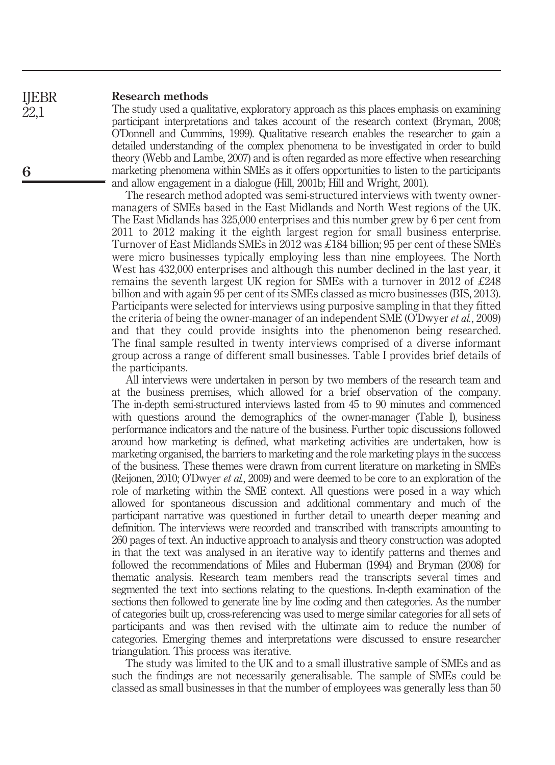## Research methods

The study used a qualitative, exploratory approach as this places emphasis on examining participant interpretations and takes account of the research context (Bryman, 2008; O'Donnell and Cummins, 1999). Qualitative research enables the researcher to gain a detailed understanding of the complex phenomena to be investigated in order to build theory (Webb and Lambe, 2007) and is often regarded as more effective when researching marketing phenomena within SMEs as it offers opportunities to listen to the participants and allow engagement in a dialogue (Hill, 2001b; Hill and Wright, 2001).

The research method adopted was semi-structured interviews with twenty owner-managers of SMEs based in the East Midlands and North West regions of the UK. The East Midlands has 325,000 enterprises and this number grew by 6 per cent from 2011 to 2012 making it the eighth largest region for small business enterprise. Turnover of East Midlands SMEs in 2012 was £184 billion; 95 per cent of these SMEs were micro businesses typically employing less than nine employees. The North West has 432,000 enterprises and although this number declined in the last year, it remains the seventh largest UK region for SMEs with a turnover in 2012 of £248 billion and with again 95 per cent of its SMEs classed as micro businesses (BIS, 2013). Participants were selected for interviews using purposive sampling in that they fitted the criteria of being the owner-manager of an independent SME (O'Dwyer *et al.*, 2009) and that they could provide insights into the phenomenon being researched. The final sample resulted in twenty interviews comprised of a diverse informant group across a range of different small businesses. Table I provides brief details of the participants.

All interviews were undertaken in person by two members of the research team and at the business premises, which allowed for a brief observation of the company. The in-depth semi-structured interviews lasted from 45 to 90 minutes and commenced with questions around the demographics of the owner-manager (Table I), business performance indicators and the nature of the business. Further topic discussions followed around how marketing is defined, what marketing activities are undertaken, how is marketing organised, the barriers to marketing and the role marketing plays in the success of the business. These themes were drawn from current literature on marketing in SMEs (Reijonen, 2010; O'Dwyer *et al.*, 2009) and were deemed to be core to an exploration of the role of marketing within the SME context. All questions were posed in a way which allowed for spontaneous discussion and additional commentary and much of the participant narrative was questioned in further detail to unearth deeper meaning and definition. The interviews were recorded and transcribed with transcripts amounting to 260 pages of text. An inductive approach to analysis and theory construction was adopted in that the text was analysed in an iterative way to identify patterns and themes and followed the recommendations of Miles and Huberman (1994) and Bryman (2008) for thematic analysis. Research team members read the transcripts several times and segmented the text into sections relating to the questions. In-depth examination of the sections then followed to generate line by line coding and then categories. As the number of categories built up, cross-referencing was used to merge similar categories for all sets of participants and was then revised with the ultimate aim to reduce the number of categories. Emerging themes and interpretations were discussed to ensure researcher triangulation. This process was iterative.

The study was limited to the UK and to a small illustrative sample of SMEs and as such the findings are not necessarily generalisable. The sample of SMEs could be classed as small businesses in that the number of employees was generally less than 50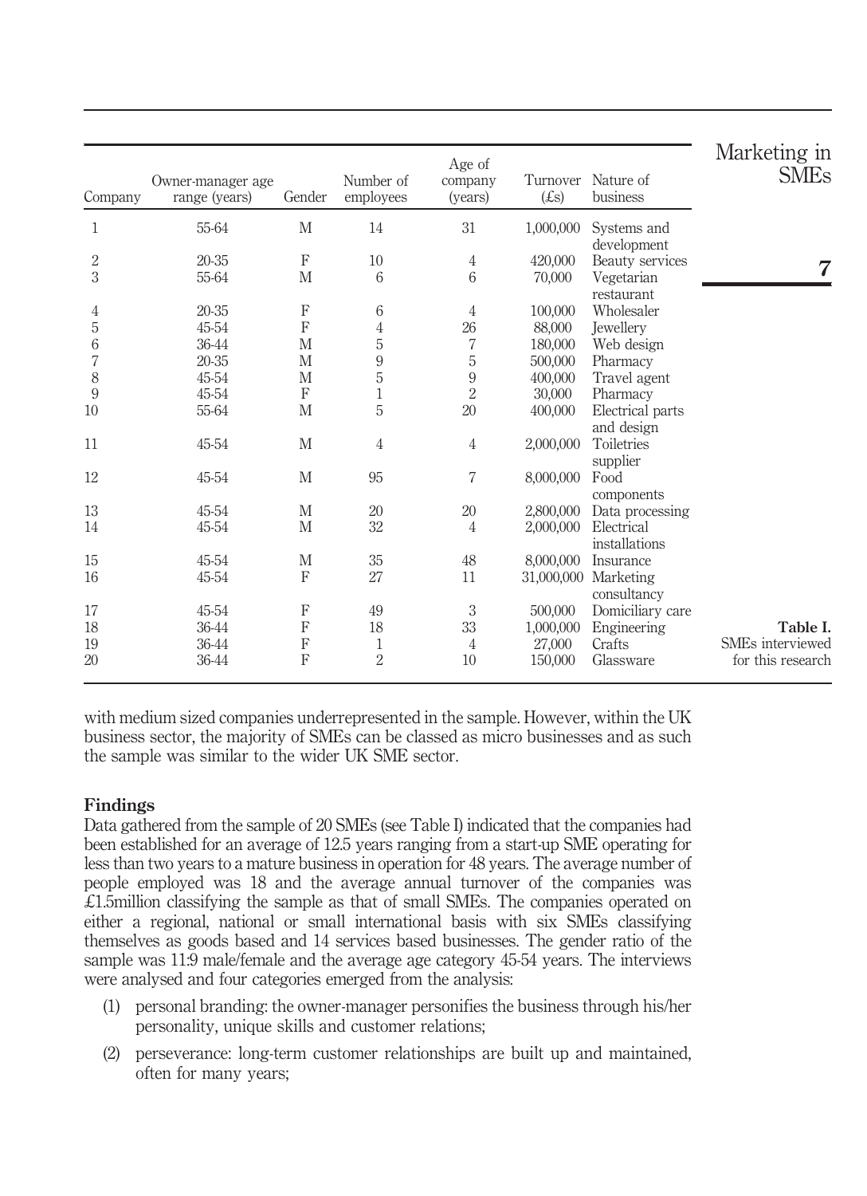**Table I.** SMEs interviewed for this research

| Company | Owner-manager age range (years) | Gender | Number of employees | Age of company (years) | Turnover (£s) | Nature of business |
|---|---|---|---|---|---|---|
| 1 | 55-64 | M | 14 | 31 | 1,000,000 | Systems and development |
| 2 | 20-35 | F | 10 | 4 | 420,000 | Beauty services |
| 3 | 55-64 | M | 6 | 6 | 70,000 | Vegetarian restaurant |
| 4 | 20-35 | F | 6 | 4 | 100,000 | Wholesaler |
| 5 | 45-54 | F | 4 | 26 | 88,000 | Jewellery |
| 6 | 36-44 | M | 5 | 7 | 180,000 | Web design |
| 7 | 20-35 | M | 9 | 5 | 500,000 | Pharmacy |
| 8 | 45-54 | M | 5 | 9 | 400,000 | Travel agent |
| 9 | 45-54 | F | 1 | 2 | 30,000 | Pharmacy |
| 10 | 55-64 | M | 5 | 20 | 400,000 | Electrical parts and design |
| 11 | 45-54 | M | 4 | 4 | 2,000,000 | Toiletries supplier |
| 12 | 45-54 | M | 95 | 7 | 8,000,000 | Food components |
| 13 | 45-54 | M | 20 | 20 | 2,800,000 | Data processing |
| 14 | 45-54 | M | 32 | 4 | 2,000,000 | Electrical installations |
| 15 | 45-54 | M | 35 | 48 | 8,000,000 | Insurance |
| 16 | 45-54 | F | 27 | 11 | 31,000,000 | Marketing consultancy |
| 17 | 45-54 | F | 49 | 3 | 500,000 | Domiciliary care |
| 18 | 36-44 | F | 18 | 33 | 1,000,000 | Engineering |
| 19 | 36-44 | F | 1 | 4 | 27,000 | Crafts |
| 20 | 36-44 | F | 2 | 10 | 150,000 | Glassware |

with medium sized companies underrepresented in the sample. However, within the UK business sector, the majority of SMEs can be classed as micro businesses and as such the sample was similar to the wider UK SME sector.

## Findings

Data gathered from the sample of 20 SMEs (see Table I) indicated that the companies had been established for an average of 12.5 years ranging from a start-up SME operating for less than two years to a mature business in operation for 48 years. The average number of people employed was 18 and the average annual turnover of the companies was £1.5million classifying the sample as that of small SMEs. The companies operated on either a regional, national or small international basis with six SMEs classifying themselves as goods based and 14 services based businesses. The gender ratio of the sample was 11:9 male/female and the average age category 45-54 years. The interviews were analysed and four categories emerged from the analysis:

1. personal branding: the owner-manager personifies the business through his/her personality, unique skills and customer relations;
2. perseverance: long-term customer relationships are built up and maintained, often for many years;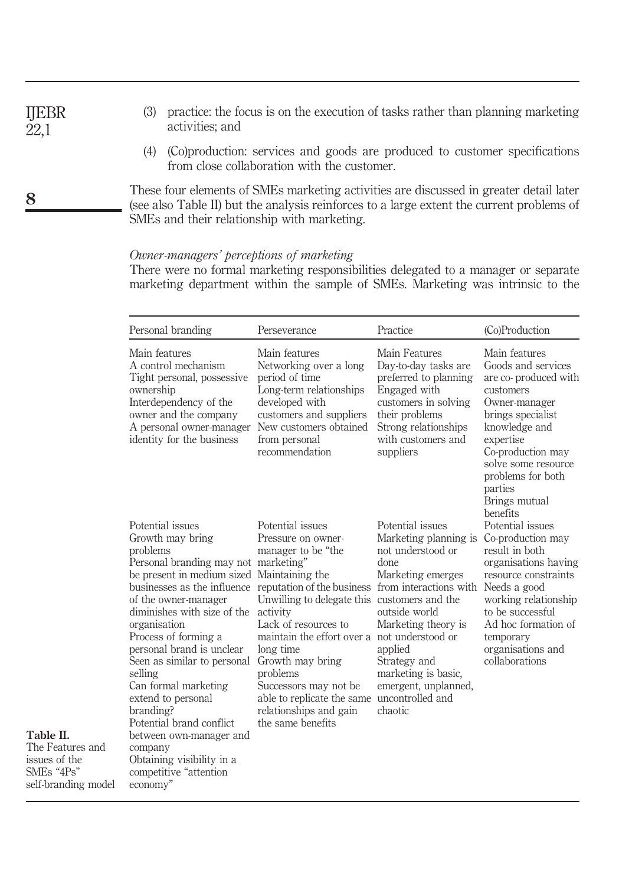(3) practice: the focus is on the execution of tasks rather than planning marketing activities; and

(4) (Co)production: services and goods are produced to customer specifications from close collaboration with the customer.

These four elements of SMEs marketing activities are discussed in greater detail later (see also Table II) but the analysis reinforces to a large extent the current problems of SMEs and their relationship with marketing.

*Owner-managers' perceptions of marketing*

There were no formal marketing responsibilities delegated to a manager or separate marketing department within the sample of SMEs. Marketing was intrinsic to the

**Table II.** The Features and issues of the SMEs "4Ps" self-branding model

| Personal branding | Perseverance | Practice | (Co)Production |
|---|---|---|---|
| Main features<br>A control mechanism<br>Tight personal, possessive ownership<br>Interdependency of the owner and the company<br>A personal owner-manager identity for the business | Main features<br>Networking over a long period of time<br>Long-term relationships developed with customers and suppliers<br>New customers obtained from personal recommendation | Main Features<br>Day-to-day tasks are preferred to planning<br>Engaged with customers in solving their problems<br>Strong relationships with customers and suppliers | Main features<br>Goods and services are co- produced with customers<br>Owner-manager brings specialist knowledge and expertise<br>Co-production may solve some resource problems for both parties<br>Brings mutual benefits |
| Potential issues<br>Growth may bring problems<br>Personal branding may not be present in medium sized businesses as the influence of the owner-manager diminishes with size of the organisation<br>Process of forming a personal brand is unclear<br>Seen as similar to personal selling<br>Can formal marketing extend to personal branding?<br>Potential brand conflict between own-manager and company<br>Obtaining visibility in a competitive "attention economy" | Potential issues<br>Pressure on owner-manager to be "the marketing"<br>Maintaining the reputation of the business<br>Unwilling to delegate this activity<br>Lack of resources to maintain the effort over a long time<br>Growth may bring problems<br>Successors may not be able to replicate the same relationships and gain the same benefits | Potential issues<br>Marketing planning is not understood or done<br>Marketing emerges from interactions with customers and the outside world<br>Marketing theory is not understood or applied<br>Strategy and marketing is basic, emergent, unplanned, uncontrolled and chaotic | Potential issues<br>Co-production may result in both organisations having resource constraints<br>Needs a good working relationship to be successful<br>Ad hoc formation of temporary organisations and collaborations |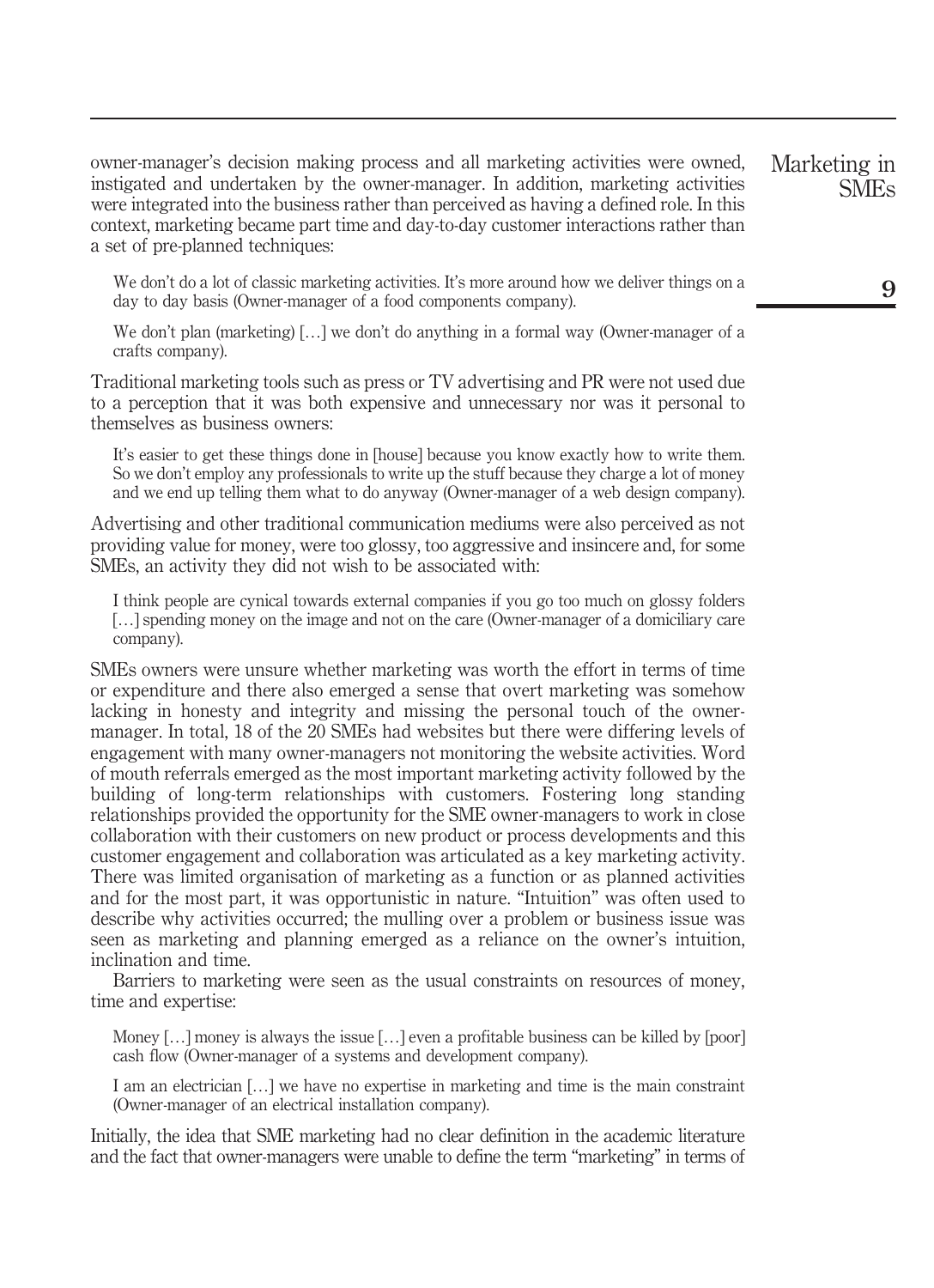owner-manager's decision making process and all marketing activities were owned, instigated and undertaken by the owner-manager. In addition, marketing activities were integrated into the business rather than perceived as having a defined role. In this context, marketing became part time and day-to-day customer interactions rather than a set of pre-planned techniques:

> We don't do a lot of classic marketing activities. It's more around how we deliver things on a day to day basis (Owner-manager of a food components company).

> We don't plan (marketing) […] we don't do anything in a formal way (Owner-manager of a crafts company).

Traditional marketing tools such as press or TV advertising and PR were not used due to a perception that it was both expensive and unnecessary nor was it personal to themselves as business owners:

> It's easier to get these things done in [house] because you know exactly how to write them. So we don't employ any professionals to write up the stuff because they charge a lot of money and we end up telling them what to do anyway (Owner-manager of a web design company).

Advertising and other traditional communication mediums were also perceived as not providing value for money, were too glossy, too aggressive and insincere and, for some SMEs, an activity they did not wish to be associated with:

> I think people are cynical towards external companies if you go too much on glossy folders […] spending money on the image and not on the care (Owner-manager of a domiciliary care company).

SMEs owners were unsure whether marketing was worth the effort in terms of time or expenditure and there also emerged a sense that overt marketing was somehow lacking in honesty and integrity and missing the personal touch of the owner-manager. In total, 18 of the 20 SMEs had websites but there were differing levels of engagement with many owner-managers not monitoring the website activities. Word of mouth referrals emerged as the most important marketing activity followed by the building of long-term relationships with customers. Fostering long standing relationships provided the opportunity for the SME owner-managers to work in close collaboration with their customers on new product or process developments and this customer engagement and collaboration was articulated as a key marketing activity. There was limited organisation of marketing as a function or as planned activities and for the most part, it was opportunistic in nature. "Intuition" was often used to describe why activities occurred; the mulling over a problem or business issue was seen as marketing and planning emerged as a reliance on the owner's intuition, inclination and time.

Barriers to marketing were seen as the usual constraints on resources of money, time and expertise:

> Money […] money is always the issue […] even a profitable business can be killed by [poor] cash flow (Owner-manager of a systems and development company).

> I am an electrician […] we have no expertise in marketing and time is the main constraint (Owner-manager of an electrical installation company).

Initially, the idea that SME marketing had no clear definition in the academic literature and the fact that owner-managers were unable to define the term "marketing" in terms of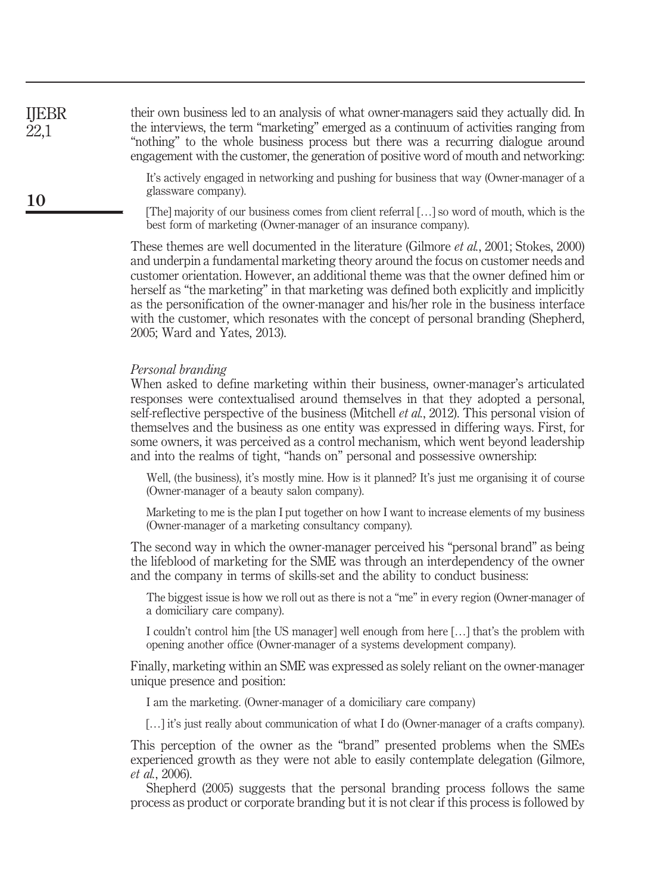their own business led to an analysis of what owner-managers said they actually did. In the interviews, the term "marketing" emerged as a continuum of activities ranging from "nothing" to the whole business process but there was a recurring dialogue around engagement with the customer, the generation of positive word of mouth and networking:

> It's actively engaged in networking and pushing for business that way (Owner-manager of a glassware company).

> [The] majority of our business comes from client referral […] so word of mouth, which is the best form of marketing (Owner-manager of an insurance company).

These themes are well documented in the literature (Gilmore *et al.*, 2001; Stokes, 2000) and underpin a fundamental marketing theory around the focus on customer needs and customer orientation. However, an additional theme was that the owner defined him or herself as "the marketing" in that marketing was defined both explicitly and implicitly as the personification of the owner-manager and his/her role in the business interface with the customer, which resonates with the concept of personal branding (Shepherd, 2005; Ward and Yates, 2013).

### *Personal branding*

When asked to define marketing within their business, owner-manager's articulated responses were contextualised around themselves in that they adopted a personal, self-reflective perspective of the business (Mitchell *et al.*, 2012). This personal vision of themselves and the business as one entity was expressed in differing ways. First, for some owners, it was perceived as a control mechanism, which went beyond leadership and into the realms of tight, "hands on" personal and possessive ownership:

> Well, (the business), it's mostly mine. How is it planned? It's just me organising it of course (Owner-manager of a beauty salon company).

> Marketing to me is the plan I put together on how I want to increase elements of my business (Owner-manager of a marketing consultancy company).

The second way in which the owner-manager perceived his "personal brand" as being the lifeblood of marketing for the SME was through an interdependency of the owner and the company in terms of skills-set and the ability to conduct business:

> The biggest issue is how we roll out as there is not a "me" in every region (Owner-manager of a domiciliary care company).

> I couldn't control him [the US manager] well enough from here […] that's the problem with opening another office (Owner-manager of a systems development company).

Finally, marketing within an SME was expressed as solely reliant on the owner-manager unique presence and position:

> I am the marketing. (Owner-manager of a domiciliary care company)

> […] it's just really about communication of what I do (Owner-manager of a crafts company).

This perception of the owner as the "brand" presented problems when the SMEs experienced growth as they were not able to easily contemplate delegation (Gilmore, *et al.*, 2006).

Shepherd (2005) suggests that the personal branding process follows the same process as product or corporate branding but it is not clear if this process is followed by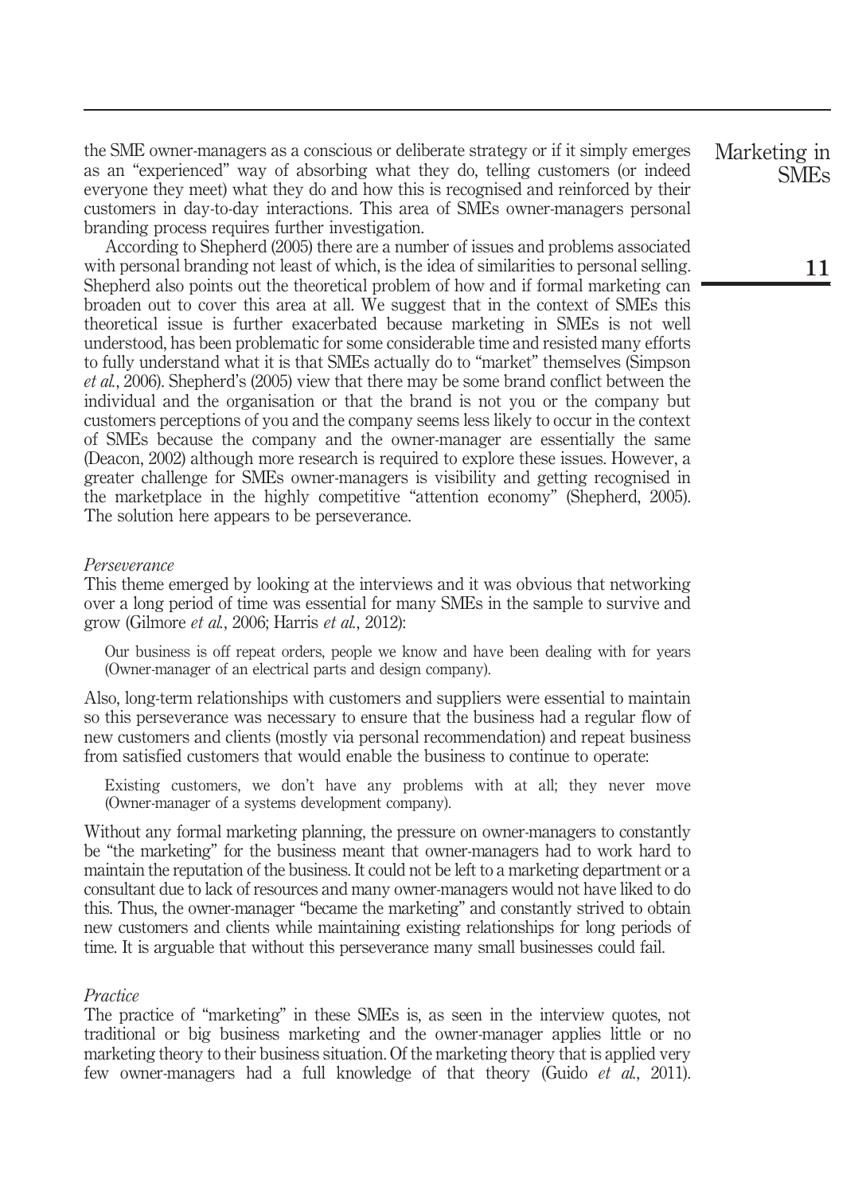the SME owner-managers as a conscious or deliberate strategy or if it simply emerges as an "experienced" way of absorbing what they do, telling customers (or indeed everyone they meet) what they do and how this is recognised and reinforced by their customers in day-to-day interactions. This area of SMEs owner-managers personal branding process requires further investigation.

According to Shepherd (2005) there are a number of issues and problems associated with personal branding not least of which, is the idea of similarities to personal selling. Shepherd also points out the theoretical problem of how and if formal marketing can broaden out to cover this area at all. We suggest that in the context of SMEs this theoretical issue is further exacerbated because marketing in SMEs is not well understood, has been problematic for some considerable time and resisted many efforts to fully understand what it is that SMEs actually do to "market" themselves (Simpson *et al.*, 2006). Shepherd's (2005) view that there may be some brand conflict between the individual and the organisation or that the brand is not you or the company but customers perceptions of you and the company seems less likely to occur in the context of SMEs because the company and the owner-manager are essentially the same (Deacon, 2002) although more research is required to explore these issues. However, a greater challenge for SMEs owner-managers is visibility and getting recognised in the marketplace in the highly competitive "attention economy" (Shepherd, 2005). The solution here appears to be perseverance.

*Perseverance*

This theme emerged by looking at the interviews and it was obvious that networking over a long period of time was essential for many SMEs in the sample to survive and grow (Gilmore *et al.*, 2006; Harris *et al.*, 2012):

> Our business is off repeat orders, people we know and have been dealing with for years (Owner-manager of an electrical parts and design company).

Also, long-term relationships with customers and suppliers were essential to maintain so this perseverance was necessary to ensure that the business had a regular flow of new customers and clients (mostly via personal recommendation) and repeat business from satisfied customers that would enable the business to continue to operate:

> Existing customers, we don't have any problems with at all; they never move (Owner-manager of a systems development company).

Without any formal marketing planning, the pressure on owner-managers to constantly be "the marketing" for the business meant that owner-managers had to work hard to maintain the reputation of the business. It could not be left to a marketing department or a consultant due to lack of resources and many owner-managers would not have liked to do this. Thus, the owner-manager "became the marketing" and constantly strived to obtain new customers and clients while maintaining existing relationships for long periods of time. It is arguable that without this perseverance many small businesses could fail.

*Practice*

The practice of "marketing" in these SMEs is, as seen in the interview quotes, not traditional or big business marketing and the owner-manager applies little or no marketing theory to their business situation. Of the marketing theory that is applied very few owner-managers had a full knowledge of that theory (Guido *et al.*, 2011).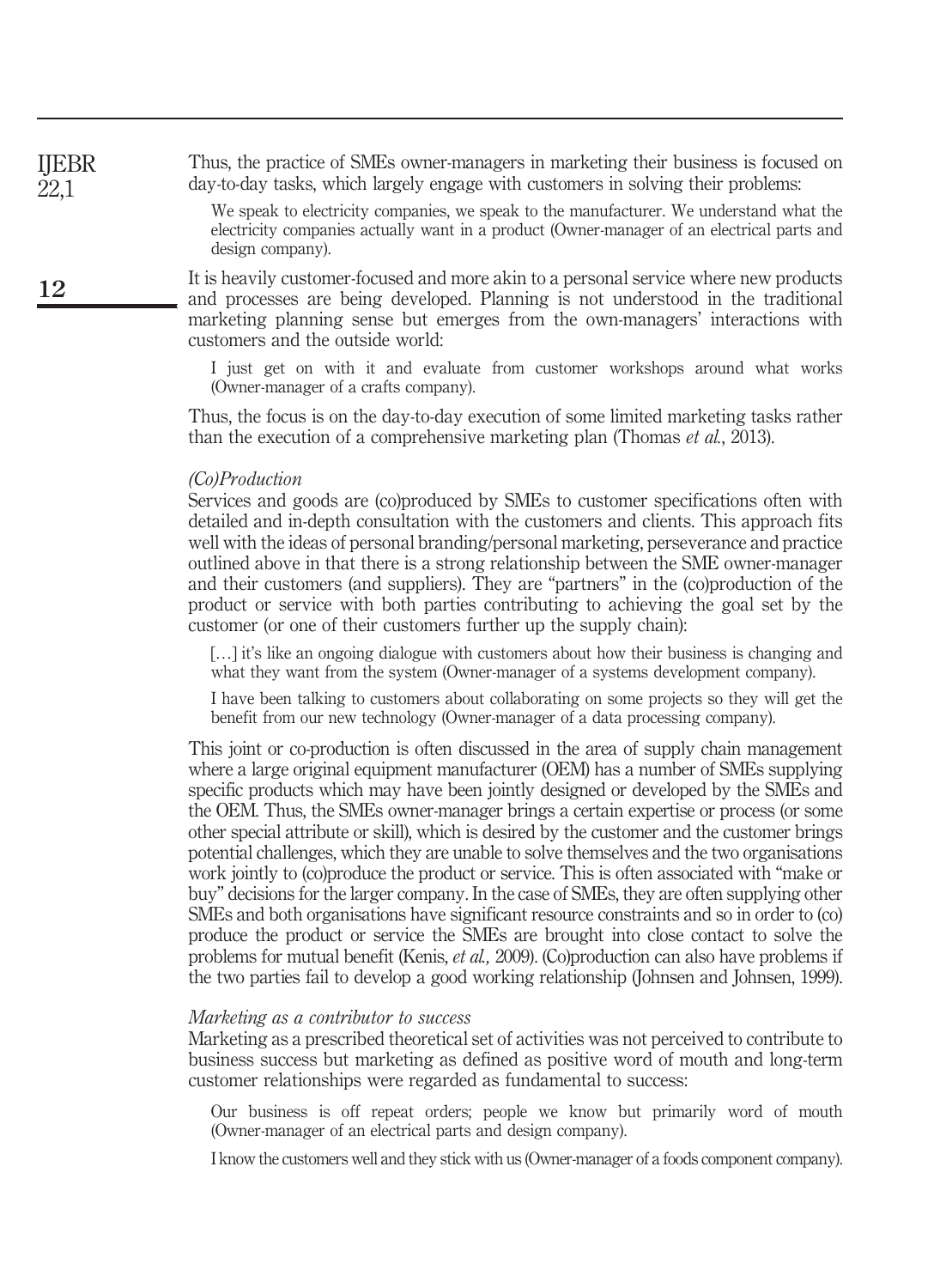Thus, the practice of SMEs owner-managers in marketing their business is focused on day-to-day tasks, which largely engage with customers in solving their problems:

> We speak to electricity companies, we speak to the manufacturer. We understand what the electricity companies actually want in a product (Owner-manager of an electrical parts and design company).

It is heavily customer-focused and more akin to a personal service where new products and processes are being developed. Planning is not understood in the traditional marketing planning sense but emerges from the own-managers' interactions with customers and the outside world:

> I just get on with it and evaluate from customer workshops around what works (Owner-manager of a crafts company).

Thus, the focus is on the day-to-day execution of some limited marketing tasks rather than the execution of a comprehensive marketing plan (Thomas *et al.*, 2013).

### *(Co)Production*

Services and goods are (co)produced by SMEs to customer specifications often with detailed and in-depth consultation with the customers and clients. This approach fits well with the ideas of personal branding/personal marketing, perseverance and practice outlined above in that there is a strong relationship between the SME owner-manager and their customers (and suppliers). They are "partners" in the (co)production of the product or service with both parties contributing to achieving the goal set by the customer (or one of their customers further up the supply chain):

> […] it's like an ongoing dialogue with customers about how their business is changing and what they want from the system (Owner-manager of a systems development company).

> I have been talking to customers about collaborating on some projects so they will get the benefit from our new technology (Owner-manager of a data processing company).

This joint or co-production is often discussed in the area of supply chain management where a large original equipment manufacturer (OEM) has a number of SMEs supplying specific products which may have been jointly designed or developed by the SMEs and the OEM. Thus, the SMEs owner-manager brings a certain expertise or process (or some other special attribute or skill), which is desired by the customer and the customer brings potential challenges, which they are unable to solve themselves and the two organisations work jointly to (co)produce the product or service. This is often associated with "make or buy" decisions for the larger company. In the case of SMEs, they are often supplying other SMEs and both organisations have significant resource constraints and so in order to (co) produce the product or service the SMEs are brought into close contact to solve the problems for mutual benefit (Kenis, *et al.,* 2009). (Co)production can also have problems if the two parties fail to develop a good working relationship (Johnsen and Johnsen, 1999).

### *Marketing as a contributor to success*

Marketing as a prescribed theoretical set of activities was not perceived to contribute to business success but marketing as defined as positive word of mouth and long-term customer relationships were regarded as fundamental to success:

> Our business is off repeat orders; people we know but primarily word of mouth (Owner-manager of an electrical parts and design company).

> I know the customers well and they stick with us (Owner-manager of a foods component company).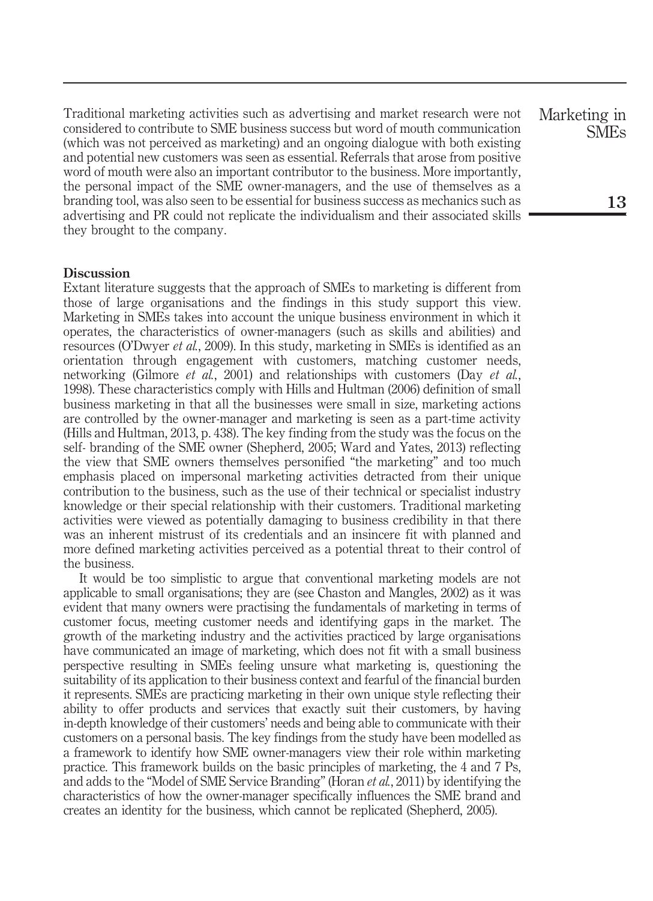Traditional marketing activities such as advertising and market research were not considered to contribute to SME business success but word of mouth communication (which was not perceived as marketing) and an ongoing dialogue with both existing and potential new customers was seen as essential. Referrals that arose from positive word of mouth were also an important contributor to the business. More importantly, the personal impact of the SME owner-managers, and the use of themselves as a branding tool, was also seen to be essential for business success as mechanics such as advertising and PR could not replicate the individualism and their associated skills they brought to the company.

## Discussion

Extant literature suggests that the approach of SMEs to marketing is different from those of large organisations and the findings in this study support this view. Marketing in SMEs takes into account the unique business environment in which it operates, the characteristics of owner-managers (such as skills and abilities) and resources (O'Dwyer *et al.*, 2009). In this study, marketing in SMEs is identified as an orientation through engagement with customers, matching customer needs, networking (Gilmore *et al.*, 2001) and relationships with customers (Day *et al.*, 1998). These characteristics comply with Hills and Hultman (2006) definition of small business marketing in that all the businesses were small in size, marketing actions are controlled by the owner-manager and marketing is seen as a part-time activity (Hills and Hultman, 2013, p. 438). The key finding from the study was the focus on the self- branding of the SME owner (Shepherd, 2005; Ward and Yates, 2013) reflecting the view that SME owners themselves personified "the marketing" and too much emphasis placed on impersonal marketing activities detracted from their unique contribution to the business, such as the use of their technical or specialist industry knowledge or their special relationship with their customers. Traditional marketing activities were viewed as potentially damaging to business credibility in that there was an inherent mistrust of its credentials and an insincere fit with planned and more defined marketing activities perceived as a potential threat to their control of the business.

It would be too simplistic to argue that conventional marketing models are not applicable to small organisations; they are (see Chaston and Mangles, 2002) as it was evident that many owners were practising the fundamentals of marketing in terms of customer focus, meeting customer needs and identifying gaps in the market. The growth of the marketing industry and the activities practiced by large organisations have communicated an image of marketing, which does not fit with a small business perspective resulting in SMEs feeling unsure what marketing is, questioning the suitability of its application to their business context and fearful of the financial burden it represents. SMEs are practicing marketing in their own unique style reflecting their ability to offer products and services that exactly suit their customers, by having in-depth knowledge of their customers' needs and being able to communicate with their customers on a personal basis. The key findings from the study have been modelled as a framework to identify how SME owner-managers view their role within marketing practice. This framework builds on the basic principles of marketing, the 4 and 7 Ps, and adds to the "Model of SME Service Branding" (Horan *et al.*, 2011) by identifying the characteristics of how the owner-manager specifically influences the SME brand and creates an identity for the business, which cannot be replicated (Shepherd, 2005).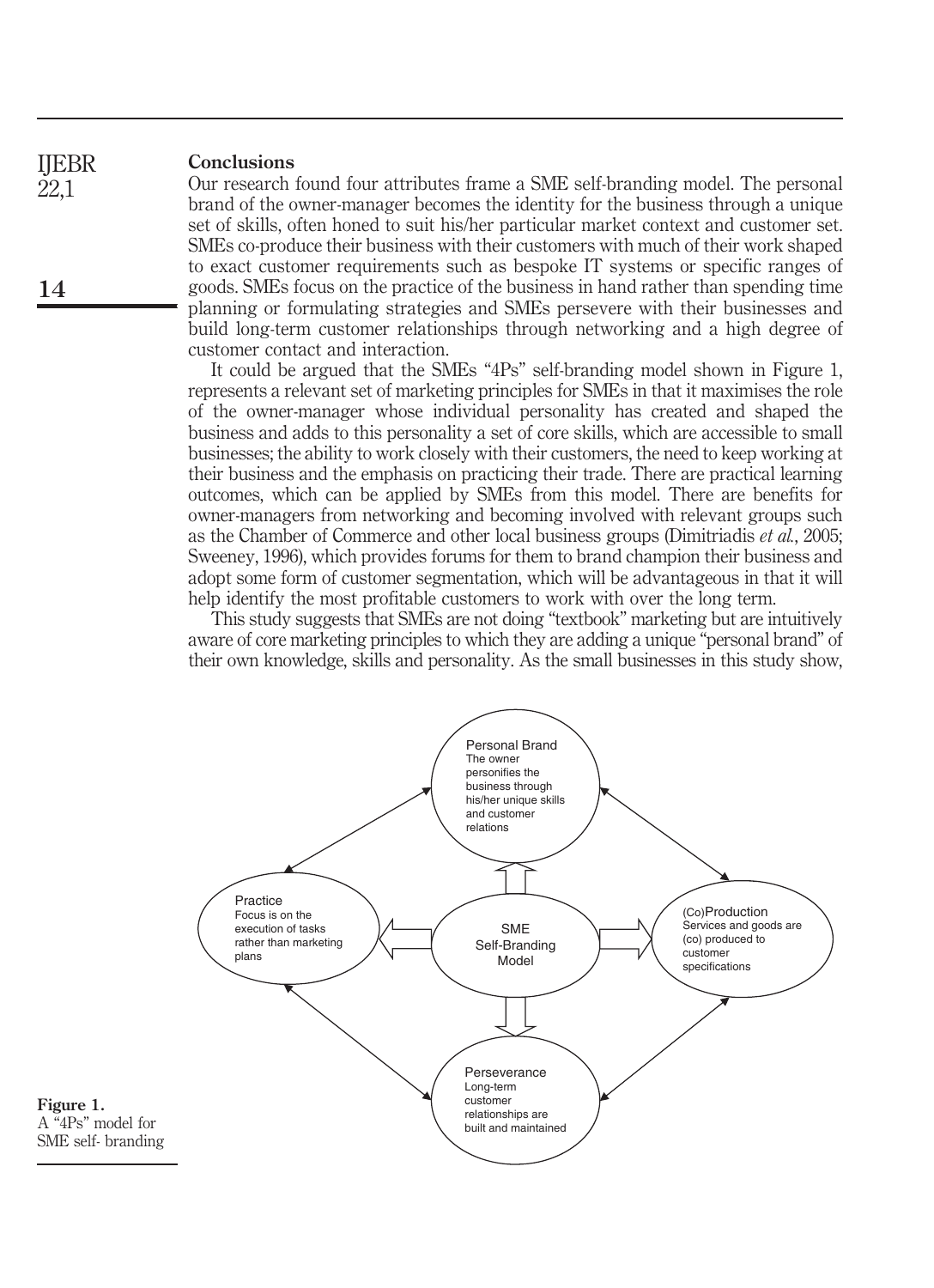## Conclusions

Our research found four attributes frame a SME self-branding model. The personal brand of the owner-manager becomes the identity for the business through a unique set of skills, often honed to suit his/her particular market context and customer set. SMEs co-produce their business with their customers with much of their work shaped to exact customer requirements such as bespoke IT systems or specific ranges of goods. SMEs focus on the practice of the business in hand rather than spending time planning or formulating strategies and SMEs persevere with their businesses and build long-term customer relationships through networking and a high degree of customer contact and interaction.

It could be argued that the SMEs "4Ps" self-branding model shown in Figure 1, represents a relevant set of marketing principles for SMEs in that it maximises the role of the owner-manager whose individual personality has created and shaped the business and adds to this personality a set of core skills, which are accessible to small businesses; the ability to work closely with their customers, the need to keep working at their business and the emphasis on practicing their trade. There are practical learning outcomes, which can be applied by SMEs from this model. There are benefits for owner-managers from networking and becoming involved with relevant groups such as the Chamber of Commerce and other local business groups (Dimitriadis *et al.*, 2005; Sweeney, 1996), which provides forums for them to brand champion their business and adopt some form of customer segmentation, which will be advantageous in that it will help identify the most profitable customers to work with over the long term.

This study suggests that SMEs are not doing "textbook" marketing but are intuitively aware of core marketing principles to which they are adding a unique "personal brand" of their own knowledge, skills and personality. As the small businesses in this study show,

SME Self-Branding Model

Personal Brand: The owner personifies the business through his/her unique skills and customer relations

Practice: Focus is on the execution of tasks rather than marketing plans

(Co)Production: Services and goods are (co) produced to customer specifications

Perseverance: Long-term customer relationships are built and maintained

**Figure 1.** A "4Ps" model for SME self- branding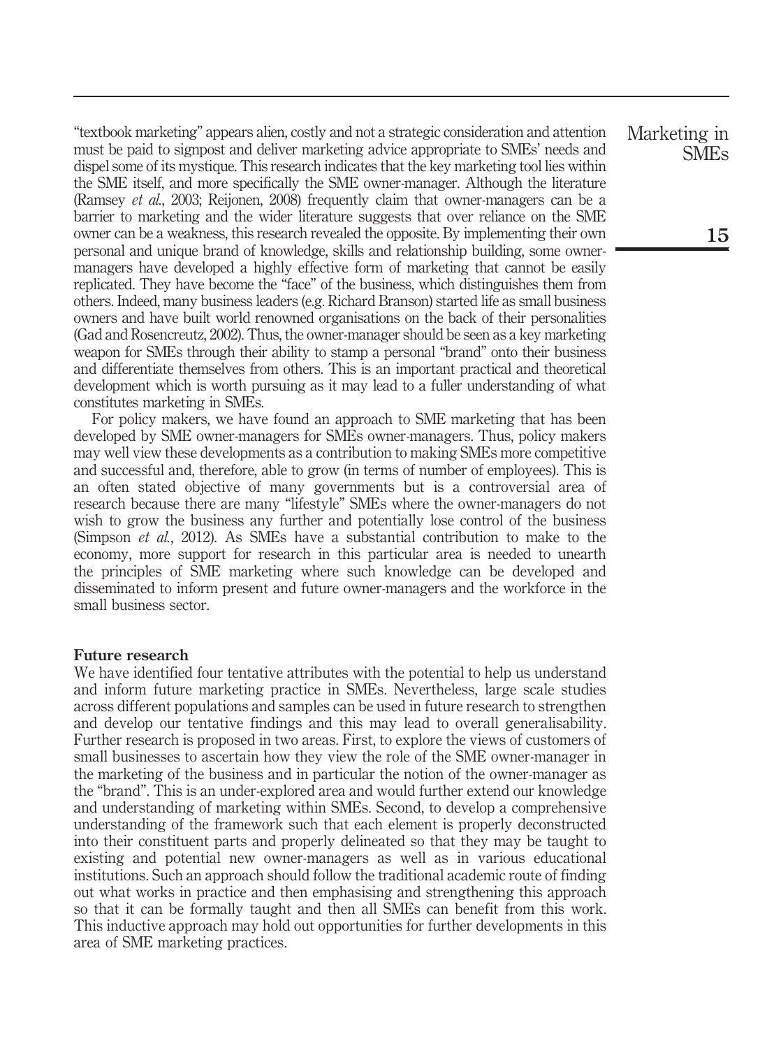"textbook marketing" appears alien, costly and not a strategic consideration and attention must be paid to signpost and deliver marketing advice appropriate to SMEs' needs and dispel some of its mystique. This research indicates that the key marketing tool lies within the SME itself, and more specifically the SME owner-manager. Although the literature (Ramsey *et al.*, 2003; Reijonen, 2008) frequently claim that owner-managers can be a barrier to marketing and the wider literature suggests that over reliance on the SME owner can be a weakness, this research revealed the opposite. By implementing their own personal and unique brand of knowledge, skills and relationship building, some owner-managers have developed a highly effective form of marketing that cannot be easily replicated. They have become the "face" of the business, which distinguishes them from others. Indeed, many business leaders (e.g. Richard Branson) started life as small business owners and have built world renowned organisations on the back of their personalities (Gad and Rosencreutz, 2002). Thus, the owner-manager should be seen as a key marketing weapon for SMEs through their ability to stamp a personal "brand" onto their business and differentiate themselves from others. This is an important practical and theoretical development which is worth pursuing as it may lead to a fuller understanding of what constitutes marketing in SMEs.

For policy makers, we have found an approach to SME marketing that has been developed by SME owner-managers for SMEs owner-managers. Thus, policy makers may well view these developments as a contribution to making SMEs more competitive and successful and, therefore, able to grow (in terms of number of employees). This is an often stated objective of many governments but is a controversial area of research because there are many "lifestyle" SMEs where the owner-managers do not wish to grow the business any further and potentially lose control of the business (Simpson *et al.*, 2012). As SMEs have a substantial contribution to make to the economy, more support for research in this particular area is needed to unearth the principles of SME marketing where such knowledge can be developed and disseminated to inform present and future owner-managers and the workforce in the small business sector.

## Future research

We have identified four tentative attributes with the potential to help us understand and inform future marketing practice in SMEs. Nevertheless, large scale studies across different populations and samples can be used in future research to strengthen and develop our tentative findings and this may lead to overall generalisability. Further research is proposed in two areas. First, to explore the views of customers of small businesses to ascertain how they view the role of the SME owner-manager in the marketing of the business and in particular the notion of the owner-manager as the "brand". This is an under-explored area and would further extend our knowledge and understanding of marketing within SMEs. Second, to develop a comprehensive understanding of the framework such that each element is properly deconstructed into their constituent parts and properly delineated so that they may be taught to existing and potential new owner-managers as well as in various educational institutions. Such an approach should follow the traditional academic route of finding out what works in practice and then emphasising and strengthening this approach so that it can be formally taught and then all SMEs can benefit from this work. This inductive approach may hold out opportunities for further developments in this area of SME marketing practices.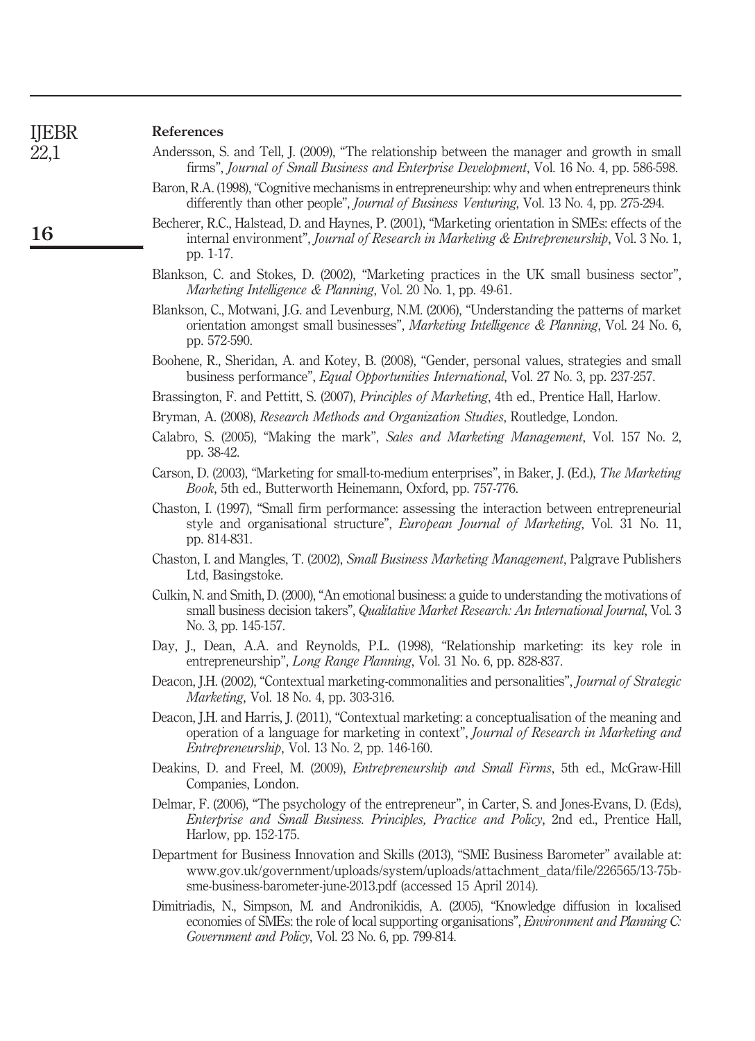## References

Andersson, S. and Tell, J. (2009), "The relationship between the manager and growth in small firms", *Journal of Small Business and Enterprise Development*, Vol. 16 No. 4, pp. 586-598.

Baron, R.A. (1998), "Cognitive mechanisms in entrepreneurship: why and when entrepreneurs think differently than other people", *Journal of Business Venturing*, Vol. 13 No. 4, pp. 275-294.

Becherer, R.C., Halstead, D. and Haynes, P. (2001), "Marketing orientation in SMEs: effects of the internal environment", *Journal of Research in Marketing & Entrepreneurship*, Vol. 3 No. 1, pp. 1-17.

Blankson, C. and Stokes, D. (2002), "Marketing practices in the UK small business sector", *Marketing Intelligence & Planning*, Vol. 20 No. 1, pp. 49-61.

Blankson, C., Motwani, J.G. and Levenburg, N.M. (2006), "Understanding the patterns of market orientation amongst small businesses", *Marketing Intelligence & Planning*, Vol. 24 No. 6, pp. 572-590.

Boohene, R., Sheridan, A. and Kotey, B. (2008), "Gender, personal values, strategies and small business performance", *Equal Opportunities International*, Vol. 27 No. 3, pp. 237-257.

Brassington, F. and Pettitt, S. (2007), *Principles of Marketing*, 4th ed., Prentice Hall, Harlow.

Bryman, A. (2008), *Research Methods and Organization Studies*, Routledge, London.

Calabro, S. (2005), "Making the mark", *Sales and Marketing Management*, Vol. 157 No. 2, pp. 38-42.

Carson, D. (2003), "Marketing for small-to-medium enterprises", in Baker, J. (Ed.), *The Marketing Book*, 5th ed., Butterworth Heinemann, Oxford, pp. 757-776.

Chaston, I. (1997), "Small firm performance: assessing the interaction between entrepreneurial style and organisational structure", *European Journal of Marketing*, Vol. 31 No. 11, pp. 814-831.

Chaston, I. and Mangles, T. (2002), *Small Business Marketing Management*, Palgrave Publishers Ltd, Basingstoke.

Culkin, N. and Smith, D. (2000), "An emotional business: a guide to understanding the motivations of small business decision takers", *Qualitative Market Research: An International Journal*, Vol. 3 No. 3, pp. 145-157.

Day, J., Dean, A.A. and Reynolds, P.L. (1998), "Relationship marketing: its key role in entrepreneurship", *Long Range Planning*, Vol. 31 No. 6, pp. 828-837.

Deacon, J.H. (2002), "Contextual marketing-commonalities and personalities", *Journal of Strategic Marketing*, Vol. 18 No. 4, pp. 303-316.

Deacon, J.H. and Harris, J. (2011), "Contextual marketing: a conceptualisation of the meaning and operation of a language for marketing in context", *Journal of Research in Marketing and Entrepreneurship*, Vol. 13 No. 2, pp. 146-160.

Deakins, D. and Freel, M. (2009), *Entrepreneurship and Small Firms*, 5th ed., McGraw-Hill Companies, London.

Delmar, F. (2006), "The psychology of the entrepreneur", in Carter, S. and Jones-Evans, D. (Eds), *Enterprise and Small Business. Principles, Practice and Policy*, 2nd ed., Prentice Hall, Harlow, pp. 152-175.

Department for Business Innovation and Skills (2013), "SME Business Barometer" available at: www.gov.uk/government/uploads/system/uploads/attachment_data/file/226565/13-75b-sme-business-barometer-june-2013.pdf (accessed 15 April 2014).

Dimitriadis, N., Simpson, M. and Andronikidis, A. (2005), "Knowledge diffusion in localised economies of SMEs: the role of local supporting organisations", *Environment and Planning C: Government and Policy*, Vol. 23 No. 6, pp. 799-814.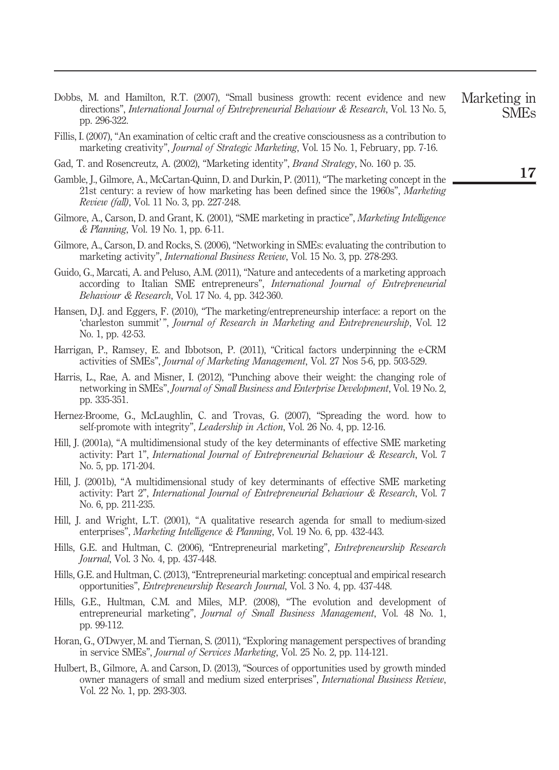Dobbs, M. and Hamilton, R.T. (2007), "Small business growth: recent evidence and new directions", *International Journal of Entrepreneurial Behaviour & Research*, Vol. 13 No. 5, pp. 296-322.

Fillis, I. (2007), "An examination of celtic craft and the creative consciousness as a contribution to marketing creativity", *Journal of Strategic Marketing*, Vol. 15 No. 1, February, pp. 7-16.

Gad, T. and Rosencreutz, A. (2002), "Marketing identity", *Brand Strategy*, No. 160 p. 35.

Gamble, J., Gilmore, A., McCartan-Quinn, D. and Durkin, P. (2011), "The marketing concept in the 21st century: a review of how marketing has been defined since the 1960s", *Marketing Review (fall)*, Vol. 11 No. 3, pp. 227-248.

Gilmore, A., Carson, D. and Grant, K. (2001), "SME marketing in practice", *Marketing Intelligence & Planning*, Vol. 19 No. 1, pp. 6-11.

Gilmore, A., Carson, D. and Rocks, S. (2006), "Networking in SMEs: evaluating the contribution to marketing activity", *International Business Review*, Vol. 15 No. 3, pp. 278-293.

Guido, G., Marcati, A. and Peluso, A.M. (2011), "Nature and antecedents of a marketing approach according to Italian SME entrepreneurs", *International Journal of Entrepreneurial Behaviour & Research*, Vol. 17 No. 4, pp. 342-360.

Hansen, D.J. and Eggers, F. (2010), "The marketing/entrepreneurship interface: a report on the 'charleston summit'", *Journal of Research in Marketing and Entrepreneurship*, Vol. 12 No. 1, pp. 42-53.

Harrigan, P., Ramsey, E. and Ibbotson, P. (2011), "Critical factors underpinning the e-CRM activities of SMEs", *Journal of Marketing Management*, Vol. 27 Nos 5-6, pp. 503-529.

Harris, L., Rae, A. and Misner, I. (2012), "Punching above their weight: the changing role of networking in SMEs", *Journal of Small Business and Enterprise Development*, Vol. 19 No. 2, pp. 335-351.

Hernez-Broome, G., McLaughlin, C. and Trovas, G. (2007), "Spreading the word. how to self-promote with integrity", *Leadership in Action*, Vol. 26 No. 4, pp. 12-16.

Hill, J. (2001a), "A multidimensional study of the key determinants of effective SME marketing activity: Part 1", *International Journal of Entrepreneurial Behaviour & Research*, Vol. 7 No. 5, pp. 171-204.

Hill, J. (2001b), "A multidimensional study of key determinants of effective SME marketing activity: Part 2", *International Journal of Entrepreneurial Behaviour & Research*, Vol. 7 No. 6, pp. 211-235.

Hill, J. and Wright, L.T. (2001), "A qualitative research agenda for small to medium-sized enterprises", *Marketing Intelligence & Planning*, Vol. 19 No. 6, pp. 432-443.

Hills, G.E. and Hultman, C. (2006), "Entrepreneurial marketing", *Entrepreneurship Research Journal*, Vol. 3 No. 4, pp. 437-448.

Hills, G.E. and Hultman, C. (2013), "Entrepreneurial marketing: conceptual and empirical research opportunities", *Entrepreneurship Research Journal*, Vol. 3 No. 4, pp. 437-448.

Hills, G.E., Hultman, C.M. and Miles, M.P. (2008), "The evolution and development of entrepreneurial marketing", *Journal of Small Business Management*, Vol. 48 No. 1, pp. 99-112.

Horan, G., O'Dwyer, M. and Tiernan, S. (2011), "Exploring management perspectives of branding in service SMEs", *Journal of Services Marketing*, Vol. 25 No. 2, pp. 114-121.

Hulbert, B., Gilmore, A. and Carson, D. (2013), "Sources of opportunities used by growth minded owner managers of small and medium sized enterprises", *International Business Review*, Vol. 22 No. 1, pp. 293-303.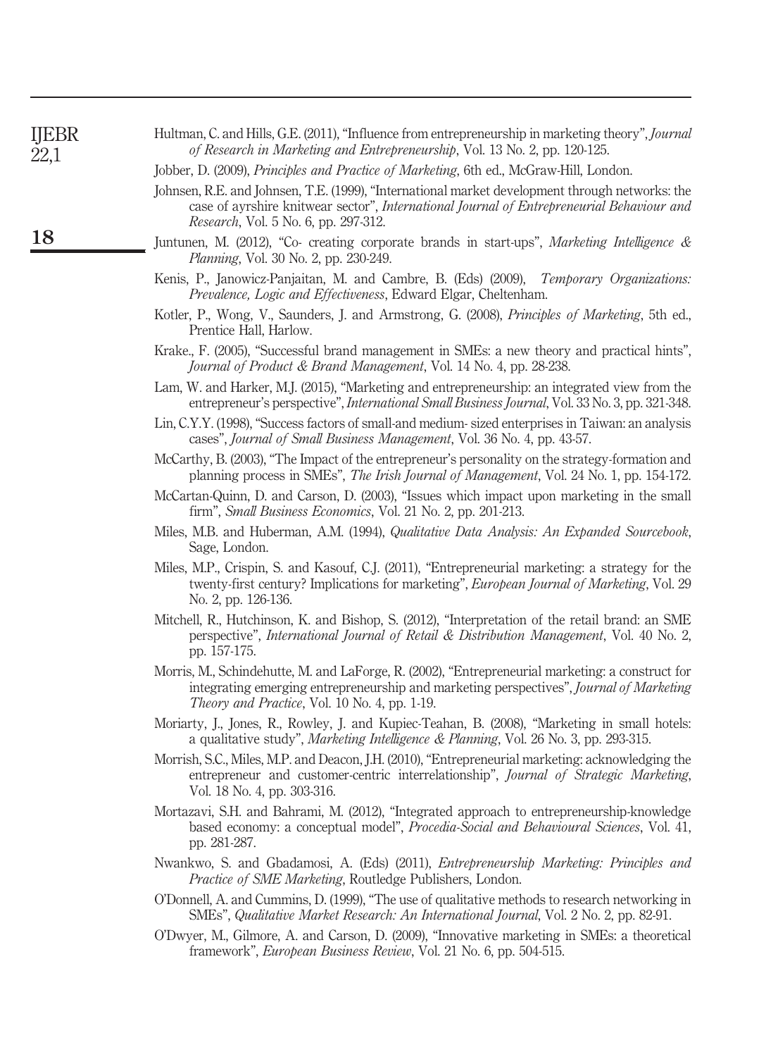Hultman, C. and Hills, G.E. (2011), "Influence from entrepreneurship in marketing theory", *Journal of Research in Marketing and Entrepreneurship*, Vol. 13 No. 2, pp. 120-125.

Jobber, D. (2009), *Principles and Practice of Marketing*, 6th ed., McGraw-Hill, London.

Johnsen, R.E. and Johnsen, T.E. (1999), "International market development through networks: the case of ayrshire knitwear sector", *International Journal of Entrepreneurial Behaviour and Research*, Vol. 5 No. 6, pp. 297-312.

Juntunen, M. (2012), "Co- creating corporate brands in start-ups", *Marketing Intelligence & Planning*, Vol. 30 No. 2, pp. 230-249.

Kenis, P., Janowicz-Panjaitan, M. and Cambre, B. (Eds) (2009), *Temporary Organizations: Prevalence, Logic and Effectiveness*, Edward Elgar, Cheltenham.

Kotler, P., Wong, V., Saunders, J. and Armstrong, G. (2008), *Principles of Marketing*, 5th ed., Prentice Hall, Harlow.

Krake., F. (2005), "Successful brand management in SMEs: a new theory and practical hints", *Journal of Product & Brand Management*, Vol. 14 No. 4, pp. 28-238.

Lam, W. and Harker, M.J. (2015), "Marketing and entrepreneurship: an integrated view from the entrepreneur's perspective", *International Small Business Journal*, Vol. 33 No. 3, pp. 321-348.

Lin, C.Y.Y. (1998), "Success factors of small-and medium- sized enterprises in Taiwan: an analysis cases", *Journal of Small Business Management*, Vol. 36 No. 4, pp. 43-57.

McCarthy, B. (2003), "The Impact of the entrepreneur's personality on the strategy-formation and planning process in SMEs", *The Irish Journal of Management*, Vol. 24 No. 1, pp. 154-172.

McCartan-Quinn, D. and Carson, D. (2003), "Issues which impact upon marketing in the small firm", *Small Business Economics*, Vol. 21 No. 2, pp. 201-213.

Miles, M.B. and Huberman, A.M. (1994), *Qualitative Data Analysis: An Expanded Sourcebook*, Sage, London.

Miles, M.P., Crispin, S. and Kasouf, C.J. (2011), "Entrepreneurial marketing: a strategy for the twenty-first century? Implications for marketing", *European Journal of Marketing*, Vol. 29 No. 2, pp. 126-136.

Mitchell, R., Hutchinson, K. and Bishop, S. (2012), "Interpretation of the retail brand: an SME perspective", *International Journal of Retail & Distribution Management*, Vol. 40 No. 2, pp. 157-175.

Morris, M., Schindehutte, M. and LaForge, R. (2002), "Entrepreneurial marketing: a construct for integrating emerging entrepreneurship and marketing perspectives", *Journal of Marketing Theory and Practice*, Vol. 10 No. 4, pp. 1-19.

Moriarty, J., Jones, R., Rowley, J. and Kupiec-Teahan, B. (2008), "Marketing in small hotels: a qualitative study", *Marketing Intelligence & Planning*, Vol. 26 No. 3, pp. 293-315.

Morrish, S.C., Miles, M.P. and Deacon, J.H. (2010), "Entrepreneurial marketing: acknowledging the entrepreneur and customer-centric interrelationship", *Journal of Strategic Marketing*, Vol. 18 No. 4, pp. 303-316.

Mortazavi, S.H. and Bahrami, M. (2012), "Integrated approach to entrepreneurship-knowledge based economy: a conceptual model", *Procedia-Social and Behavioural Sciences*, Vol. 41, pp. 281-287.

Nwankwo, S. and Gbadamosi, A. (Eds) (2011), *Entrepreneurship Marketing: Principles and Practice of SME Marketing*, Routledge Publishers, London.

O'Donnell, A. and Cummins, D. (1999), "The use of qualitative methods to research networking in SMEs", *Qualitative Market Research: An International Journal*, Vol. 2 No. 2, pp. 82-91.

O'Dwyer, M., Gilmore, A. and Carson, D. (2009), "Innovative marketing in SMEs: a theoretical framework", *European Business Review*, Vol. 21 No. 6, pp. 504-515.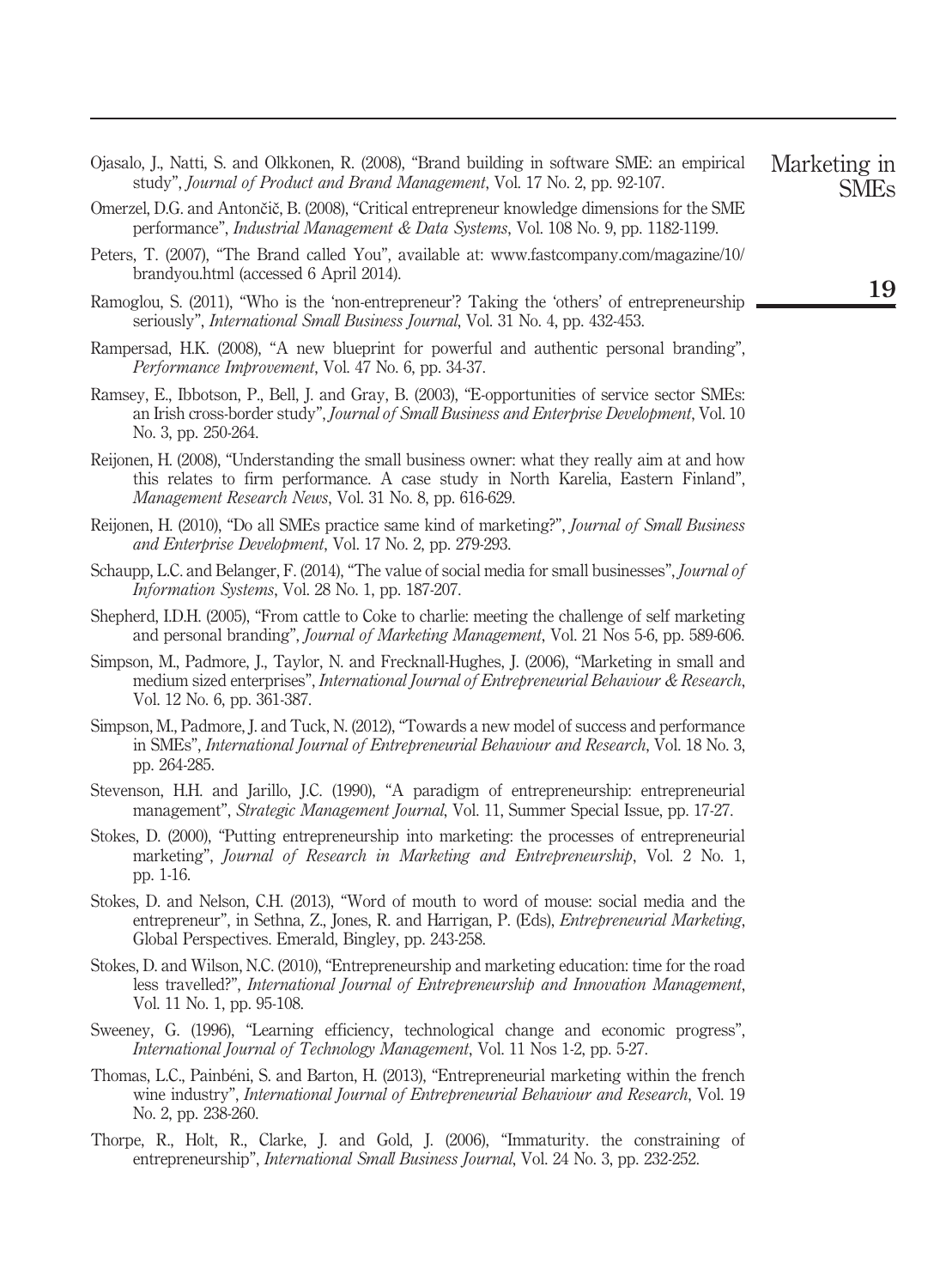Ojasalo, J., Natti, S. and Olkkonen, R. (2008), "Brand building in software SME: an empirical study", *Journal of Product and Brand Management*, Vol. 17 No. 2, pp. 92-107.

Omerzel, D.G. and Antončič, B. (2008), "Critical entrepreneur knowledge dimensions for the SME performance", *Industrial Management & Data Systems*, Vol. 108 No. 9, pp. 1182-1199.

Peters, T. (2007), "The Brand called You", available at: www.fastcompany.com/magazine/10/brandyou.html (accessed 6 April 2014).

Ramoglou, S. (2011), "Who is the 'non-entrepreneur'? Taking the 'others' of entrepreneurship seriously", *International Small Business Journal*, Vol. 31 No. 4, pp. 432-453.

Rampersad, H.K. (2008), "A new blueprint for powerful and authentic personal branding", *Performance Improvement*, Vol. 47 No. 6, pp. 34-37.

Ramsey, E., Ibbotson, P., Bell, J. and Gray, B. (2003), "E-opportunities of service sector SMEs: an Irish cross-border study", *Journal of Small Business and Enterprise Development*, Vol. 10 No. 3, pp. 250-264.

Reijonen, H. (2008), "Understanding the small business owner: what they really aim at and how this relates to firm performance. A case study in North Karelia, Eastern Finland", *Management Research News*, Vol. 31 No. 8, pp. 616-629.

Reijonen, H. (2010), "Do all SMEs practice same kind of marketing?", *Journal of Small Business and Enterprise Development*, Vol. 17 No. 2, pp. 279-293.

Schaupp, L.C. and Belanger, F. (2014), "The value of social media for small businesses", *Journal of Information Systems*, Vol. 28 No. 1, pp. 187-207.

Shepherd, I.D.H. (2005), "From cattle to Coke to charlie: meeting the challenge of self marketing and personal branding", *Journal of Marketing Management*, Vol. 21 Nos 5-6, pp. 589-606.

Simpson, M., Padmore, J., Taylor, N. and Frecknall-Hughes, J. (2006), "Marketing in small and medium sized enterprises", *International Journal of Entrepreneurial Behaviour & Research*, Vol. 12 No. 6, pp. 361-387.

Simpson, M., Padmore, J. and Tuck, N. (2012), "Towards a new model of success and performance in SMEs", *International Journal of Entrepreneurial Behaviour and Research*, Vol. 18 No. 3, pp. 264-285.

Stevenson, H.H. and Jarillo, J.C. (1990), "A paradigm of entrepreneurship: entrepreneurial management", *Strategic Management Journal*, Vol. 11, Summer Special Issue, pp. 17-27.

Stokes, D. (2000), "Putting entrepreneurship into marketing: the processes of entrepreneurial marketing", *Journal of Research in Marketing and Entrepreneurship*, Vol. 2 No. 1, pp. 1-16.

Stokes, D. and Nelson, C.H. (2013), "Word of mouth to word of mouse: social media and the entrepreneur", in Sethna, Z., Jones, R. and Harrigan, P. (Eds), *Entrepreneurial Marketing*, Global Perspectives. Emerald, Bingley, pp. 243-258.

Stokes, D. and Wilson, N.C. (2010), "Entrepreneurship and marketing education: time for the road less travelled?", *International Journal of Entrepreneurship and Innovation Management*, Vol. 11 No. 1, pp. 95-108.

Sweeney, G. (1996), "Learning efficiency, technological change and economic progress", *International Journal of Technology Management*, Vol. 11 Nos 1-2, pp. 5-27.

Thomas, L.C., Painbéni, S. and Barton, H. (2013), "Entrepreneurial marketing within the french wine industry", *International Journal of Entrepreneurial Behaviour and Research*, Vol. 19 No. 2, pp. 238-260.

Thorpe, R., Holt, R., Clarke, J. and Gold, J. (2006), "Immaturity. the constraining of entrepreneurship", *International Small Business Journal*, Vol. 24 No. 3, pp. 232-252.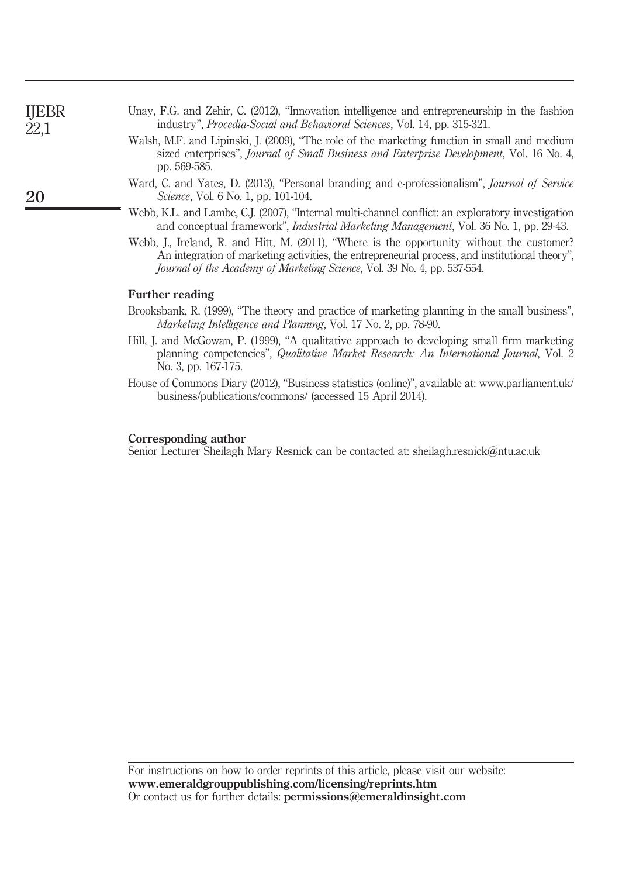Unay, F.G. and Zehir, C. (2012), "Innovation intelligence and entrepreneurship in the fashion industry", *Procedia-Social and Behavioral Sciences*, Vol. 14, pp. 315-321.

Walsh, M.F. and Lipinski, J. (2009), "The role of the marketing function in small and medium sized enterprises", *Journal of Small Business and Enterprise Development*, Vol. 16 No. 4, pp. 569-585.

Ward, C. and Yates, D. (2013), "Personal branding and e-professionalism", *Journal of Service Science*, Vol. 6 No. 1, pp. 101-104.

Webb, K.L. and Lambe, C.J. (2007), "Internal multi-channel conflict: an exploratory investigation and conceptual framework", *Industrial Marketing Management*, Vol. 36 No. 1, pp. 29-43.

Webb, J., Ireland, R. and Hitt, M. (2011), "Where is the opportunity without the customer? An integration of marketing activities, the entrepreneurial process, and institutional theory", *Journal of the Academy of Marketing Science*, Vol. 39 No. 4, pp. 537-554.

## Further reading

Brooksbank, R. (1999), "The theory and practice of marketing planning in the small business", *Marketing Intelligence and Planning*, Vol. 17 No. 2, pp. 78-90.

Hill, J. and McGowan, P. (1999), "A qualitative approach to developing small firm marketing planning competencies", *Qualitative Market Research: An International Journal*, Vol. 2 No. 3, pp. 167-175.

House of Commons Diary (2012), "Business statistics (online)", available at: www.parliament.uk/business/publications/commons/ (accessed 15 April 2014).

## Corresponding author

Senior Lecturer Sheilagh Mary Resnick can be contacted at: sheilagh.resnick@ntu.ac.uk

For instructions on how to order reprints of this article, please visit our website:
**www.emeraldgrouppublishing.com/licensing/reprints.htm**
Or contact us for further details: **permissions@emeraldinsight.com**